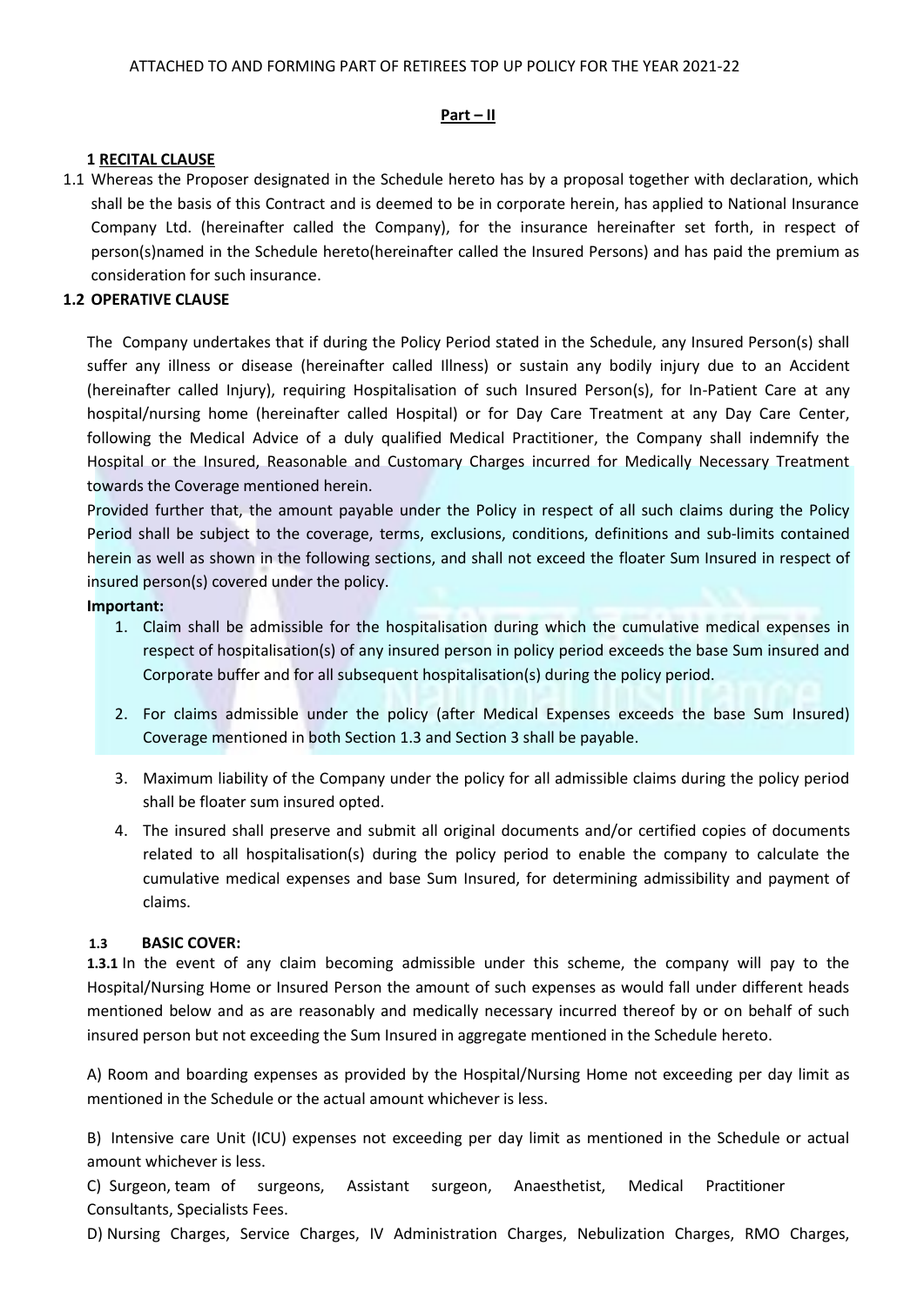ATTACHED TO AND FORMING PART OF RETIREES TOP UP POLICY FOR THE YEAR 2021-22

**Part – II**

**1 RECITAL CLAUSE**

1.1 Whereas the Proposer designated in the Schedule hereto has by a proposal together with declaration, which shall be the basis of this Contract and is deemed to be in corporate herein, has applied to National Insurance Company Ltd. (hereinafter called the Company), for the insurance hereinafter set forth, in respect of person(s)named in the Schedule hereto(hereinafter called the Insured Persons) and has paid the premium as consideration for such insurance.

**1.2 OPERATIVE CLAUSE**

The Company undertakes that if during the Policy Period stated in the Schedule, any Insured Person(s) shall suffer any illness or disease (hereinafter called Illness) or sustain any bodily injury due to an Accident (hereinafter called Injury), requiring Hospitalisation of such Insured Person(s), for In-Patient Care at any hospital/nursing home (hereinafter called Hospital) or for Day Care Treatment at any Day Care Center, following the Medical Advice of a duly qualified Medical Practitioner, the Company shall indemnify the Hospital or the Insured, Reasonable and Customary Charges incurred for Medically Necessary Treatment towards the Coverage mentioned herein.

Provided further that, the amount payable under the Policy in respect of all such claims during the Policy Period shall be subject to the coverage, terms, exclusions, conditions, definitions and sub-limits contained herein as well as shown in the following sections, and shall not exceed the floater Sum Insured in respect of insured person(s) covered under the policy.

**Important:**

1. Claim shall be admissible for the hospitalisation during which the cumulative medical expenses in respect of hospitalisation(s) of any insured person in policy period exceeds the base Sum insured and Corporate buffer and for all subsequent hospitalisation(s) during the policy period.
2. For claims admissible under the policy (after Medical Expenses exceeds the base Sum Insured) Coverage mentioned in both Section 1.3 and Section 3 shall be payable.
3. Maximum liability of the Company under the policy for all admissible claims during the policy period shall be floater sum insured opted.
4. The insured shall preserve and submit all original documents and/or certified copies of documents related to all hospitalisation(s) during the policy period to enable the company to calculate the cumulative medical expenses and base Sum Insured, for determining admissibility and payment of claims.

**1.3 BASIC COVER:**

**1.3.1** In the event of any claim becoming admissible under this scheme, the company will pay to the Hospital/Nursing Home or Insured Person the amount of such expenses as would fall under different heads mentioned below and as are reasonably and medically necessary incurred thereof by or on behalf of such insured person but not exceeding the Sum Insured in aggregate mentioned in the Schedule hereto.

A) Room and boarding expenses as provided by the Hospital/Nursing Home not exceeding per day limit as mentioned in the Schedule or the actual amount whichever is less.

B) Intensive care Unit (ICU) expenses not exceeding per day limit as mentioned in the Schedule or actual amount whichever is less.

C) Surgeon, team of surgeons, Assistant surgeon, Anaesthetist, Medical Practitioner Consultants, Specialists Fees.

D) Nursing Charges, Service Charges, IV Administration Charges, Nebulization Charges, RMO Charges,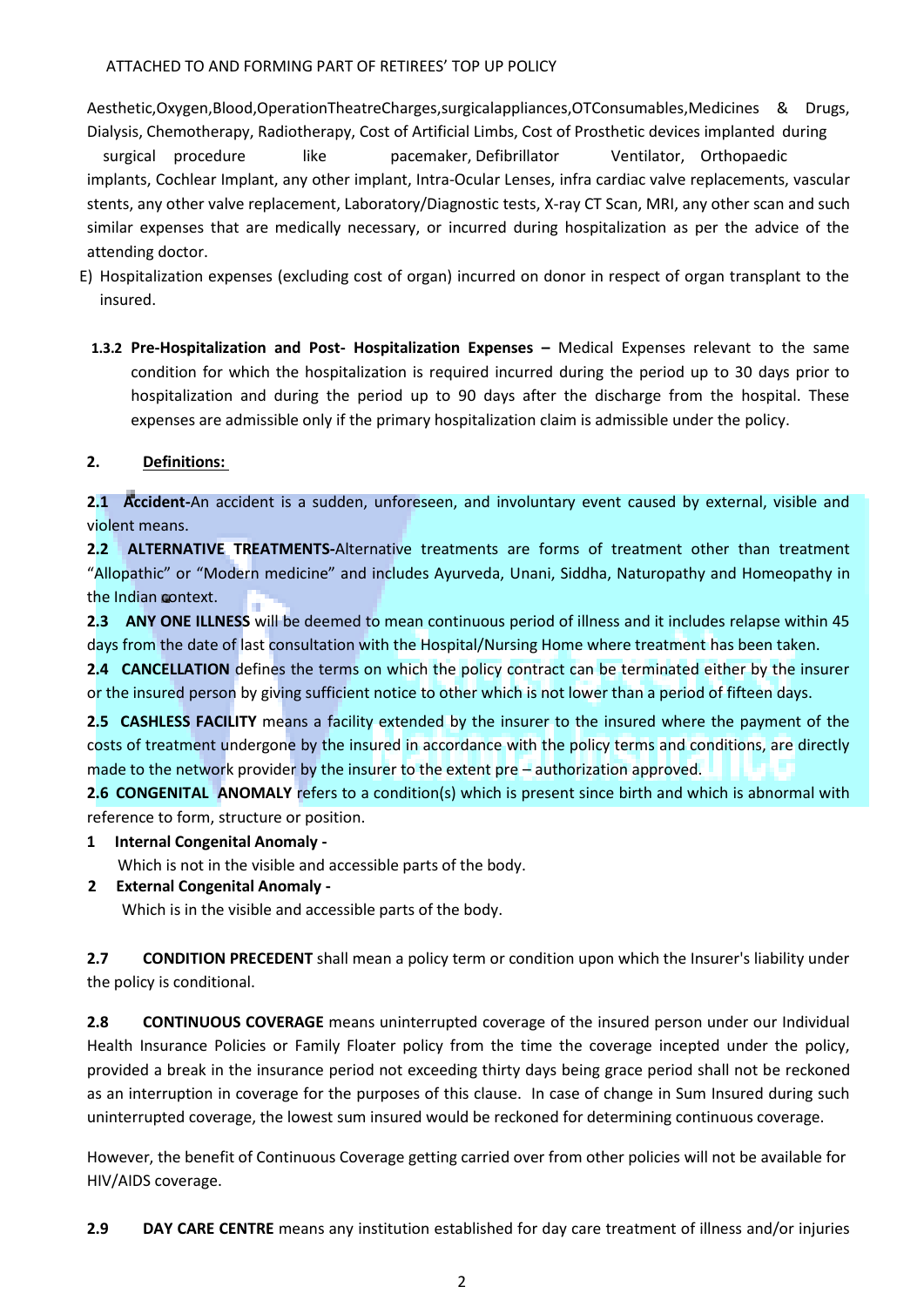Aesthetic,Oxygen,Blood,OperationTheatreCharges,surgicalappliances,OTConsumables,Medicines & Drugs, Dialysis, Chemotherapy, Radiotherapy, Cost of Artificial Limbs, Cost of Prosthetic devices implanted during surgical procedure like pacemaker, Defibrillator Ventilator, Orthopaedic implants, Cochlear Implant, any other implant, Intra-Ocular Lenses, infra cardiac valve replacements, vascular stents, any other valve replacement, Laboratory/Diagnostic tests, X-ray CT Scan, MRI, any other scan and such similar expenses that are medically necessary, or incurred during hospitalization as per the advice of the attending doctor.

E) Hospitalization expenses (excluding cost of organ) incurred on donor in respect of organ transplant to the insured.

**1.3.2 Pre-Hospitalization and Post- Hospitalization Expenses –** Medical Expenses relevant to the same condition for which the hospitalization is required incurred during the period up to 30 days prior to hospitalization and during the period up to 90 days after the discharge from the hospital. These expenses are admissible only if the primary hospitalization claim is admissible under the policy.

## 2. Definitions:

**2.1 Accident-**An accident is a sudden, unforeseen, and involuntary event caused by external, visible and violent means.

**2.2 ALTERNATIVE TREATMENTS-**Alternative treatments are forms of treatment other than treatment "Allopathic" or "Modern medicine" and includes Ayurveda, Unani, Siddha, Naturopathy and Homeopathy in the Indian context.

**2.3 ANY ONE ILLNESS** will be deemed to mean continuous period of illness and it includes relapse within 45 days from the date of last consultation with the Hospital/Nursing Home where treatment has been taken.

**2.4 CANCELLATION** defines the terms on which the policy contract can be terminated either by the insurer or the insured person by giving sufficient notice to other which is not lower than a period of fifteen days.

**2.5 CASHLESS FACILITY** means a facility extended by the insurer to the insured where the payment of the costs of treatment undergone by the insured in accordance with the policy terms and conditions, are directly made to the network provider by the insurer to the extent pre – authorization approved.

**2.6 CONGENITAL ANOMALY** refers to a condition(s) which is present since birth and which is abnormal with reference to form, structure or position.

1. **Internal Congenital Anomaly -**
   Which is not in the visible and accessible parts of the body.
2. **External Congenital Anomaly -**
   Which is in the visible and accessible parts of the body.

**2.7 CONDITION PRECEDENT** shall mean a policy term or condition upon which the Insurer's liability under the policy is conditional.

**2.8 CONTINUOUS COVERAGE** means uninterrupted coverage of the insured person under our Individual Health Insurance Policies or Family Floater policy from the time the coverage incepted under the policy, provided a break in the insurance period not exceeding thirty days being grace period shall not be reckoned as an interruption in coverage for the purposes of this clause. In case of change in Sum Insured during such uninterrupted coverage, the lowest sum insured would be reckoned for determining continuous coverage.

However, the benefit of Continuous Coverage getting carried over from other policies will not be available for HIV/AIDS coverage.

**2.9 DAY CARE CENTRE** means any institution established for day care treatment of illness and/or injuries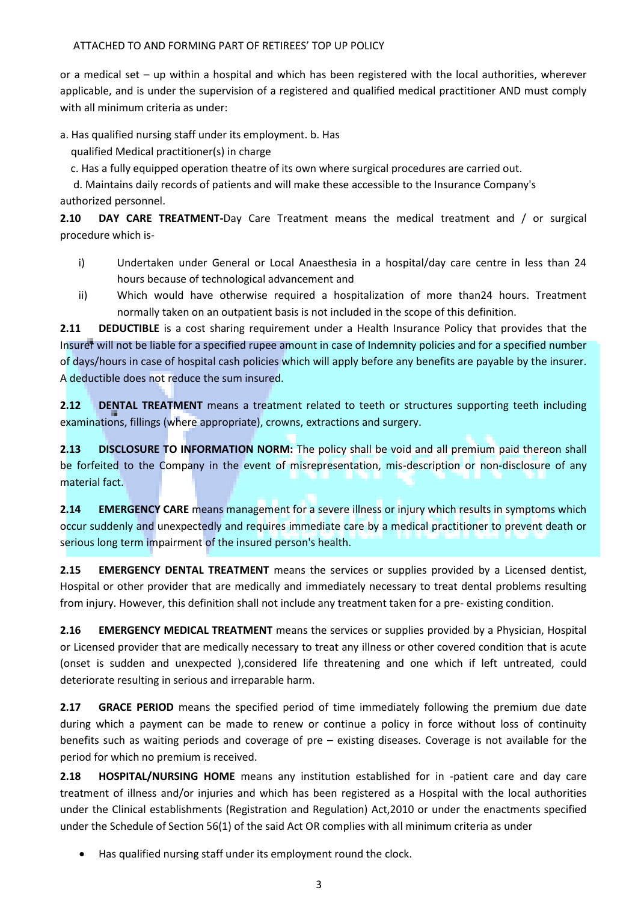or a medical set – up within a hospital and which has been registered with the local authorities, wherever applicable, and is under the supervision of a registered and qualified medical practitioner AND must comply with all minimum criteria as under:

a. Has qualified nursing staff under its employment. b. Has qualified Medical practitioner(s) in charge

c. Has a fully equipped operation theatre of its own where surgical procedures are carried out.

d. Maintains daily records of patients and will make these accessible to the Insurance Company's authorized personnel.

**2.10 DAY CARE TREATMENT-**Day Care Treatment means the medical treatment and / or surgical procedure which is-

i) Undertaken under General or Local Anaesthesia in a hospital/day care centre in less than 24 hours because of technological advancement and

ii) Which would have otherwise required a hospitalization of more than24 hours. Treatment normally taken on an outpatient basis is not included in the scope of this definition.

**2.11 DEDUCTIBLE** is a cost sharing requirement under a Health Insurance Policy that provides that the Insurer will not be liable for a specified rupee amount in case of Indemnity policies and for a specified number of days/hours in case of hospital cash policies which will apply before any benefits are payable by the insurer. A deductible does not reduce the sum insured.

**2.12 DENTAL TREATMENT** means a treatment related to teeth or structures supporting teeth including examinations, fillings (where appropriate), crowns, extractions and surgery.

**2.13 DISCLOSURE TO INFORMATION NORM:** The policy shall be void and all premium paid thereon shall be forfeited to the Company in the event of misrepresentation, mis-description or non-disclosure of any material fact.

**2.14 EMERGENCY CARE** means management for a severe illness or injury which results in symptoms which occur suddenly and unexpectedly and requires immediate care by a medical practitioner to prevent death or serious long term impairment of the insured person's health.

**2.15 EMERGENCY DENTAL TREATMENT** means the services or supplies provided by a Licensed dentist, Hospital or other provider that are medically and immediately necessary to treat dental problems resulting from injury. However, this definition shall not include any treatment taken for a pre- existing condition.

**2.16 EMERGENCY MEDICAL TREATMENT** means the services or supplies provided by a Physician, Hospital or Licensed provider that are medically necessary to treat any illness or other covered condition that is acute (onset is sudden and unexpected ),considered life threatening and one which if left untreated, could deteriorate resulting in serious and irreparable harm.

**2.17 GRACE PERIOD** means the specified period of time immediately following the premium due date during which a payment can be made to renew or continue a policy in force without loss of continuity benefits such as waiting periods and coverage of pre – existing diseases. Coverage is not available for the period for which no premium is received.

**2.18 HOSPITAL/NURSING HOME** means any institution established for in -patient care and day care treatment of illness and/or injuries and which has been registered as a Hospital with the local authorities under the Clinical establishments (Registration and Regulation) Act,2010 or under the enactments specified under the Schedule of Section 56(1) of the said Act OR complies with all minimum criteria as under

- Has qualified nursing staff under its employment round the clock.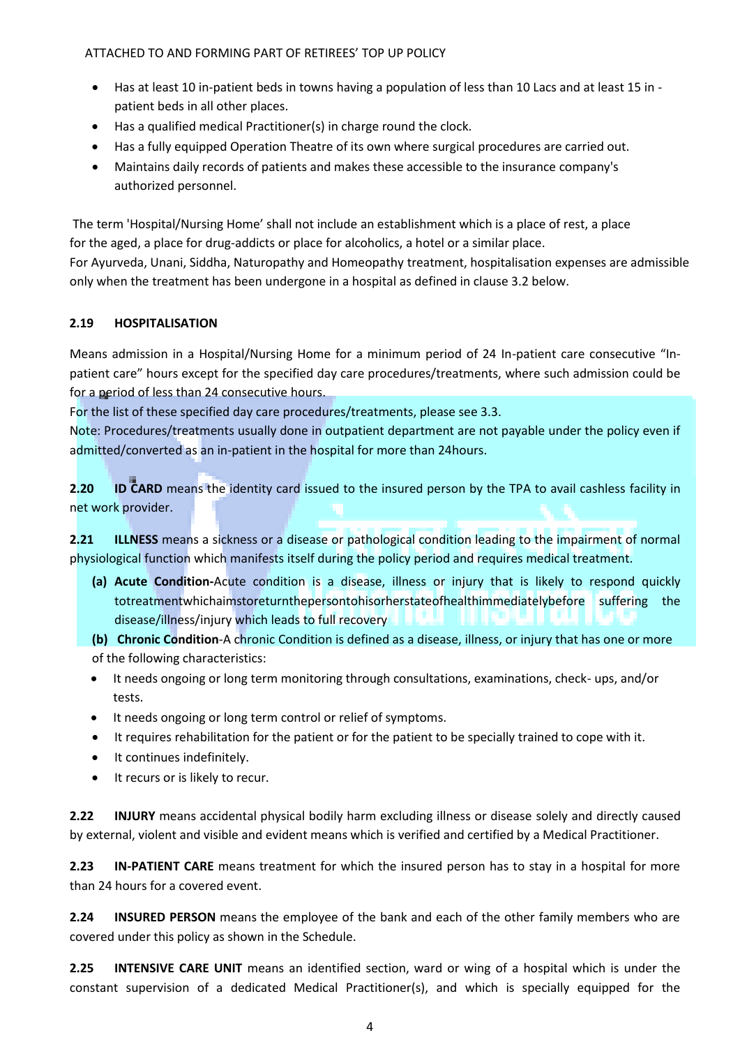- Has at least 10 in-patient beds in towns having a population of less than 10 Lacs and at least 15 in -patient beds in all other places.
- Has a qualified medical Practitioner(s) in charge round the clock.
- Has a fully equipped Operation Theatre of its own where surgical procedures are carried out.
- Maintains daily records of patients and makes these accessible to the insurance company's authorized personnel.

The term 'Hospital/Nursing Home' shall not include an establishment which is a place of rest, a place for the aged, a place for drug-addicts or place for alcoholics, a hotel or a similar place.

For Ayurveda, Unani, Siddha, Naturopathy and Homeopathy treatment, hospitalisation expenses are admissible only when the treatment has been undergone in a hospital as defined in clause 3.2 below.

**2.19 HOSPITALISATION**

Means admission in a Hospital/Nursing Home for a minimum period of 24 In-patient care consecutive "In-patient care" hours except for the specified day care procedures/treatments, where such admission could be for a period of less than 24 consecutive hours.

For the list of these specified day care procedures/treatments, please see 3.3.

Note: Procedures/treatments usually done in outpatient department are not payable under the policy even if admitted/converted as an in-patient in the hospital for more than 24hours.

**2.20 ID CARD** means the identity card issued to the insured person by the TPA to avail cashless facility in net work provider.

**2.21 ILLNESS** means a sickness or a disease or pathological condition leading to the impairment of normal physiological function which manifests itself during the policy period and requires medical treatment.

**(a) Acute Condition**-Acute condition is a disease, illness or injury that is likely to respond quickly totreatmentwhichaimstoreturnthepersontohisorherstateofhealthimmediatelybefore suffering the disease/illness/injury which leads to full recovery

**(b) Chronic Condition**-A chronic Condition is defined as a disease, illness, or injury that has one or more of the following characteristics:

- It needs ongoing or long term monitoring through consultations, examinations, check- ups, and/or tests.
- It needs ongoing or long term control or relief of symptoms.
- It requires rehabilitation for the patient or for the patient to be specially trained to cope with it.
- It continues indefinitely.
- It recurs or is likely to recur.

**2.22 INJURY** means accidental physical bodily harm excluding illness or disease solely and directly caused by external, violent and visible and evident means which is verified and certified by a Medical Practitioner.

**2.23 IN-PATIENT CARE** means treatment for which the insured person has to stay in a hospital for more than 24 hours for a covered event.

**2.24 INSURED PERSON** means the employee of the bank and each of the other family members who are covered under this policy as shown in the Schedule.

**2.25 INTENSIVE CARE UNIT** means an identified section, ward or wing of a hospital which is under the constant supervision of a dedicated Medical Practitioner(s), and which is specially equipped for the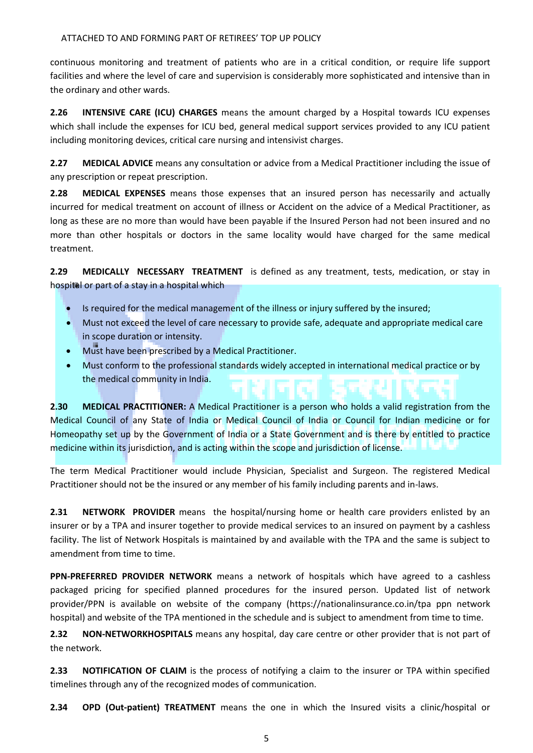continuous monitoring and treatment of patients who are in a critical condition, or require life support facilities and where the level of care and supervision is considerably more sophisticated and intensive than in the ordinary and other wards.

**2.26 INTENSIVE CARE (ICU) CHARGES** means the amount charged by a Hospital towards ICU expenses which shall include the expenses for ICU bed, general medical support services provided to any ICU patient including monitoring devices, critical care nursing and intensivist charges.

**2.27 MEDICAL ADVICE** means any consultation or advice from a Medical Practitioner including the issue of any prescription or repeat prescription.

**2.28 MEDICAL EXPENSES** means those expenses that an insured person has necessarily and actually incurred for medical treatment on account of illness or Accident on the advice of a Medical Practitioner, as long as these are no more than would have been payable if the Insured Person had not been insured and no more than other hospitals or doctors in the same locality would have charged for the same medical treatment.

**2.29 MEDICALLY NECESSARY TREATMENT** is defined as any treatment, tests, medication, or stay in hospital or part of a stay in a hospital which

- Is required for the medical management of the illness or injury suffered by the insured;
- Must not exceed the level of care necessary to provide safe, adequate and appropriate medical care in scope duration or intensity.
- Must have been prescribed by a Medical Practitioner.
- Must conform to the professional standards widely accepted in international medical practice or by the medical community in India.

**2.30 MEDICAL PRACTITIONER:** A Medical Practitioner is a person who holds a valid registration from the Medical Council of any State of India or Medical Council of India or Council for Indian medicine or for Homeopathy set up by the Government of India or a State Government and is there by entitled to practice medicine within its jurisdiction, and is acting within the scope and jurisdiction of license.

The term Medical Practitioner would include Physician, Specialist and Surgeon. The registered Medical Practitioner should not be the insured or any member of his family including parents and in-laws.

**2.31 NETWORK PROVIDER** means the hospital/nursing home or health care providers enlisted by an insurer or by a TPA and insurer together to provide medical services to an insured on payment by a cashless facility. The list of Network Hospitals is maintained by and available with the TPA and the same is subject to amendment from time to time.

**PPN-PREFERRED PROVIDER NETWORK** means a network of hospitals which have agreed to a cashless packaged pricing for specified planned procedures for the insured person. Updated list of network provider/PPN is available on website of the company (https://nationalinsurance.co.in/tpa ppn network hospital) and website of the TPA mentioned in the schedule and is subject to amendment from time to time.

**2.32 NON-NETWORKHOSPITALS** means any hospital, day care centre or other provider that is not part of the network.

**2.33 NOTIFICATION OF CLAIM** is the process of notifying a claim to the insurer or TPA within specified timelines through any of the recognized modes of communication.

**2.34 OPD (Out-patient) TREATMENT** means the one in which the Insured visits a clinic/hospital or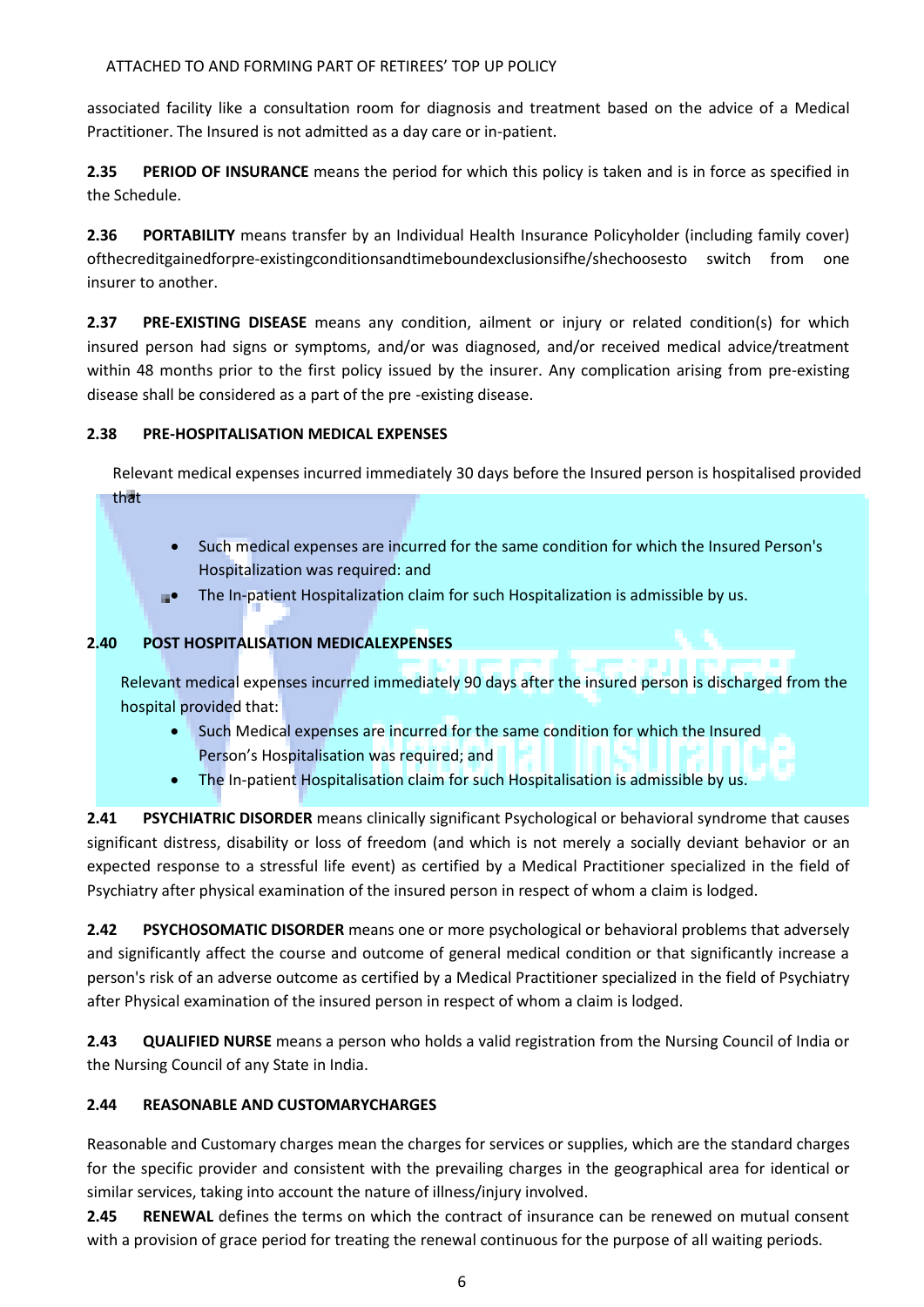associated facility like a consultation room for diagnosis and treatment based on the advice of a Medical Practitioner. The Insured is not admitted as a day care or in-patient.

**2.35 PERIOD OF INSURANCE** means the period for which this policy is taken and is in force as specified in the Schedule.

**2.36 PORTABILITY** means transfer by an Individual Health Insurance Policyholder (including family cover) ofthecreditgainedforpre-existingconditionsandtimeboundexclusionsifhe/shechoosesto switch from one insurer to another.

**2.37 PRE-EXISTING DISEASE** means any condition, ailment or injury or related condition(s) for which insured person had signs or symptoms, and/or was diagnosed, and/or received medical advice/treatment within 48 months prior to the first policy issued by the insurer. Any complication arising from pre-existing disease shall be considered as a part of the pre -existing disease.

**2.38 PRE-HOSPITALISATION MEDICAL EXPENSES**

Relevant medical expenses incurred immediately 30 days before the Insured person is hospitalised provided that

- Such medical expenses are incurred for the same condition for which the Insured Person's Hospitalization was required: and
- The In-patient Hospitalization claim for such Hospitalization is admissible by us.

**2.40 POST HOSPITALISATION MEDICALEXPENSES**

Relevant medical expenses incurred immediately 90 days after the insured person is discharged from the hospital provided that:

- Such Medical expenses are incurred for the same condition for which the Insured Person's Hospitalisation was required; and
- The In-patient Hospitalisation claim for such Hospitalisation is admissible by us.

**2.41 PSYCHIATRIC DISORDER** means clinically significant Psychological or behavioral syndrome that causes significant distress, disability or loss of freedom (and which is not merely a socially deviant behavior or an expected response to a stressful life event) as certified by a Medical Practitioner specialized in the field of Psychiatry after physical examination of the insured person in respect of whom a claim is lodged.

**2.42 PSYCHOSOMATIC DISORDER** means one or more psychological or behavioral problems that adversely and significantly affect the course and outcome of general medical condition or that significantly increase a person's risk of an adverse outcome as certified by a Medical Practitioner specialized in the field of Psychiatry after Physical examination of the insured person in respect of whom a claim is lodged.

**2.43 QUALIFIED NURSE** means a person who holds a valid registration from the Nursing Council of India or the Nursing Council of any State in India.

**2.44 REASONABLE AND CUSTOMARYCHARGES**

Reasonable and Customary charges mean the charges for services or supplies, which are the standard charges for the specific provider and consistent with the prevailing charges in the geographical area for identical or similar services, taking into account the nature of illness/injury involved.

**2.45 RENEWAL** defines the terms on which the contract of insurance can be renewed on mutual consent with a provision of grace period for treating the renewal continuous for the purpose of all waiting periods.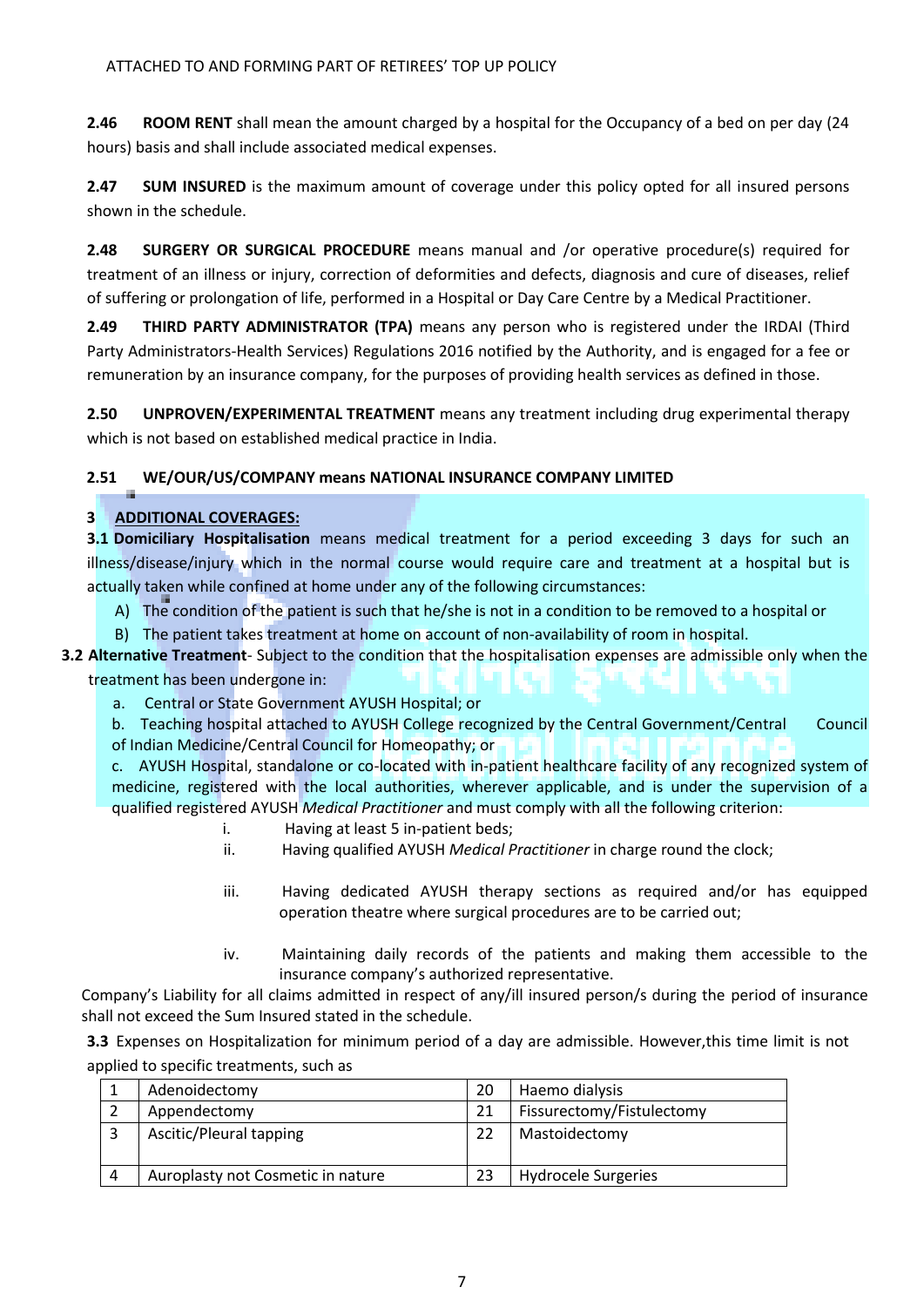**2.46 ROOM RENT** shall mean the amount charged by a hospital for the Occupancy of a bed on per day (24 hours) basis and shall include associated medical expenses.

**2.47 SUM INSURED** is the maximum amount of coverage under this policy opted for all insured persons shown in the schedule.

**2.48 SURGERY OR SURGICAL PROCEDURE** means manual and /or operative procedure(s) required for treatment of an illness or injury, correction of deformities and defects, diagnosis and cure of diseases, relief of suffering or prolongation of life, performed in a Hospital or Day Care Centre by a Medical Practitioner.

**2.49 THIRD PARTY ADMINISTRATOR (TPA)** means any person who is registered under the IRDAI (Third Party Administrators-Health Services) Regulations 2016 notified by the Authority, and is engaged for a fee or remuneration by an insurance company, for the purposes of providing health services as defined in those.

**2.50 UNPROVEN/EXPERIMENTAL TREATMENT** means any treatment including drug experimental therapy which is not based on established medical practice in India.

**2.51 WE/OUR/US/COMPANY means NATIONAL INSURANCE COMPANY LIMITED**

## 3 ADDITIONAL COVERAGES:

**3.1 Domiciliary Hospitalisation** means medical treatment for a period exceeding 3 days for such an illness/disease/injury which in the normal course would require care and treatment at a hospital but is actually taken while confined at home under any of the following circumstances:

A) The condition of the patient is such that he/she is not in a condition to be removed to a hospital or
B) The patient takes treatment at home on account of non-availability of room in hospital.

**3.2 Alternative Treatment**- Subject to the condition that the hospitalisation expenses are admissible only when the treatment has been undergone in:

a. Central or State Government AYUSH Hospital; or

b. Teaching hospital attached to AYUSH College recognized by the Central Government/Central Council of Indian Medicine/Central Council for Homeopathy; or

c. AYUSH Hospital, standalone or co-located with in-patient healthcare facility of any recognized system of medicine, registered with the local authorities, wherever applicable, and is under the supervision of a qualified registered AYUSH *Medical Practitioner* and must comply with all the following criterion:

i. Having at least 5 in-patient beds;

ii. Having qualified AYUSH *Medical Practitioner* in charge round the clock;

iii. Having dedicated AYUSH therapy sections as required and/or has equipped operation theatre where surgical procedures are to be carried out;

iv. Maintaining daily records of the patients and making them accessible to the insurance company's authorized representative.

Company's Liability for all claims admitted in respect of any/ill insured person/s during the period of insurance shall not exceed the Sum Insured stated in the schedule.

**3.3** Expenses on Hospitalization for minimum period of a day are admissible. However,this time limit is not applied to specific treatments, such as

| | | | |
|---|---|---|---|
| 1 | Adenoidectomy | 20 | Haemo dialysis |
| 2 | Appendectomy | 21 | Fissurectomy/Fistulectomy |
| 3 | Ascitic/Pleural tapping | 22 | Mastoidectomy |
| 4 | Auroplasty not Cosmetic in nature | 23 | Hydrocele Surgeries |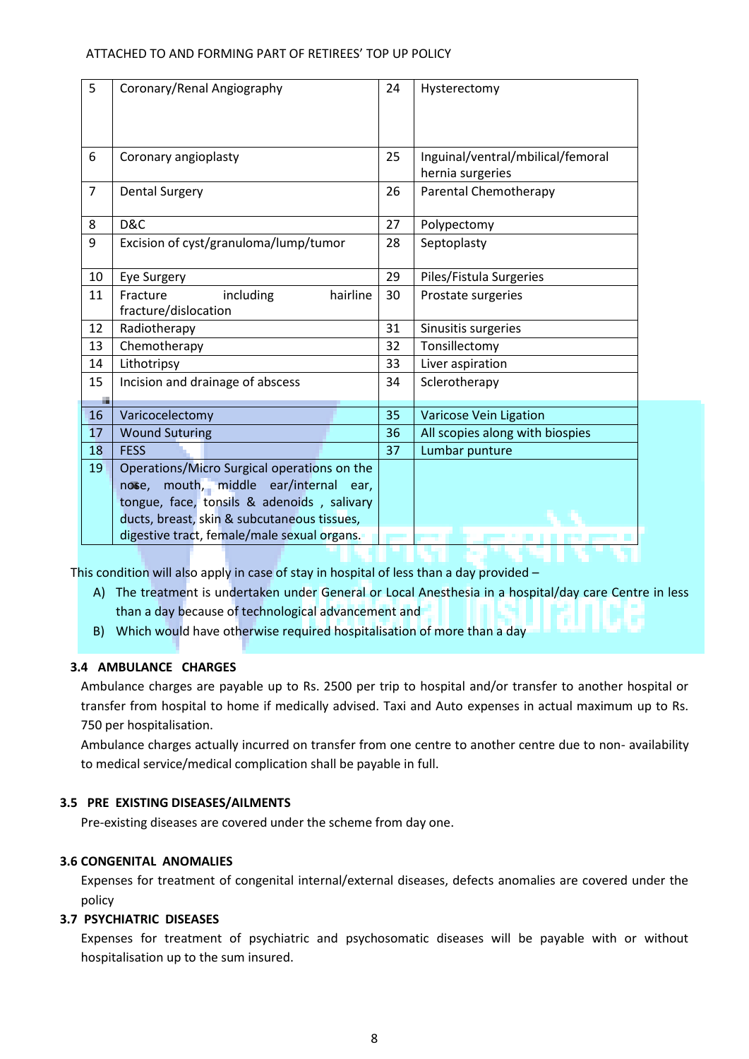| | | | |
|---|---|---|---|
| 5 | Coronary/Renal Angiography | 24 | Hysterectomy |
| 6 | Coronary angioplasty | 25 | Inguinal/ventral/mbilical/femoral hernia surgeries |
| 7 | Dental Surgery | 26 | Parental Chemotherapy |
| 8 | D&C | 27 | Polypectomy |
| 9 | Excision of cyst/granuloma/lump/tumor | 28 | Septoplasty |
| 10 | Eye Surgery | 29 | Piles/Fistula Surgeries |
| 11 | Fracture including hairline fracture/dislocation | 30 | Prostate surgeries |
| 12 | Radiotherapy | 31 | Sinusitis surgeries |
| 13 | Chemotherapy | 32 | Tonsillectomy |
| 14 | Lithotripsy | 33 | Liver aspiration |
| 15 | Incision and drainage of abscess | 34 | Sclerotherapy |
| 16 | Varicocelectomy | 35 | Varicose Vein Ligation |
| 17 | Wound Suturing | 36 | All scopies along with biospies |
| 18 | FESS | 37 | Lumbar punture |
| 19 | Operations/Micro Surgical operations on the nose, mouth, middle ear/internal ear, tongue, face, tonsils & adenoids , salivary ducts, breast, skin & subcutaneous tissues, digestive tract, female/male sexual organs. | | |

This condition will also apply in case of stay in hospital of less than a day provided –

A) The treatment is undertaken under General or Local Anesthesia in a hospital/day care Centre in less than a day because of technological advancement and

B) Which would have otherwise required hospitalisation of more than a day

### 3.4 AMBULANCE CHARGES

Ambulance charges are payable up to Rs. 2500 per trip to hospital and/or transfer to another hospital or transfer from hospital to home if medically advised. Taxi and Auto expenses in actual maximum up to Rs. 750 per hospitalisation.

Ambulance charges actually incurred on transfer from one centre to another centre due to non- availability to medical service/medical complication shall be payable in full.

### 3.5 PRE EXISTING DISEASES/AILMENTS

Pre-existing diseases are covered under the scheme from day one.

### 3.6 CONGENITAL ANOMALIES

Expenses for treatment of congenital internal/external diseases, defects anomalies are covered under the policy

### 3.7 PSYCHIATRIC DISEASES

Expenses for treatment of psychiatric and psychosomatic diseases will be payable with or without hospitalisation up to the sum insured.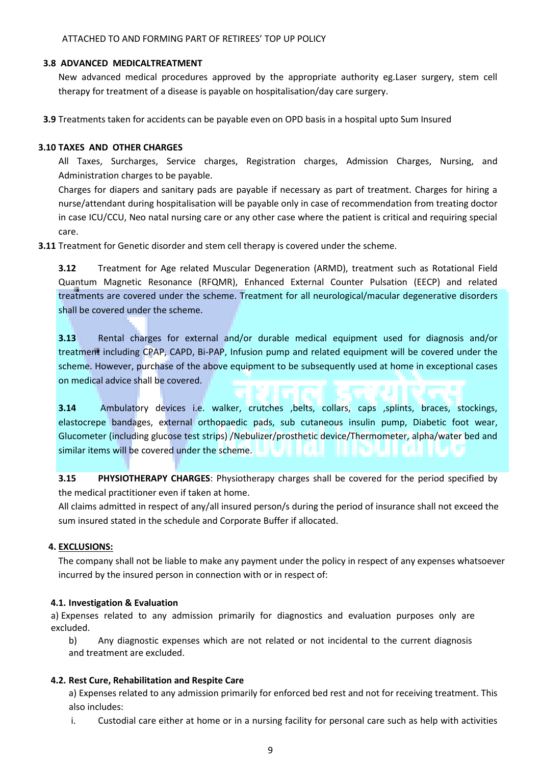ATTACHED TO AND FORMING PART OF RETIREES' TOP UP POLICY

**3.8 ADVANCED MEDICALTREATMENT**

New advanced medical procedures approved by the appropriate authority eg.Laser surgery, stem cell therapy for treatment of a disease is payable on hospitalisation/day care surgery.

**3.9** Treatments taken for accidents can be payable even on OPD basis in a hospital upto Sum Insured

**3.10 TAXES AND OTHER CHARGES**

All Taxes, Surcharges, Service charges, Registration charges, Admission Charges, Nursing, and Administration charges to be payable.

Charges for diapers and sanitary pads are payable if necessary as part of treatment. Charges for hiring a nurse/attendant during hospitalisation will be payable only in case of recommendation from treating doctor in case ICU/CCU, Neo natal nursing care or any other case where the patient is critical and requiring special care.

**3.11** Treatment for Genetic disorder and stem cell therapy is covered under the scheme.

**3.12** Treatment for Age related Muscular Degeneration (ARMD), treatment such as Rotational Field Quantum Magnetic Resonance (RFQMR), Enhanced External Counter Pulsation (EECP) and related treatments are covered under the scheme. Treatment for all neurological/macular degenerative disorders shall be covered under the scheme.

**3.13** Rental charges for external and/or durable medical equipment used for diagnosis and/or treatment including CPAP, CAPD, Bi-PAP, Infusion pump and related equipment will be covered under the scheme. However, purchase of the above equipment to be subsequently used at home in exceptional cases on medical advice shall be covered.

**3.14** Ambulatory devices i.e. walker, crutches ,belts, collars, caps ,splints, braces, stockings, elastocrepe bandages, external orthopaedic pads, sub cutaneous insulin pump, Diabetic foot wear, Glucometer (including glucose test strips) /Nebulizer/prosthetic device/Thermometer, alpha/water bed and similar items will be covered under the scheme.

**3.15 PHYSIOTHERAPY CHARGES**: Physiotherapy charges shall be covered for the period specified by the medical practitioner even if taken at home.

All claims admitted in respect of any/all insured person/s during the period of insurance shall not exceed the sum insured stated in the schedule and Corporate Buffer if allocated.

**4. <u>EXCLUSIONS:</u>**

The company shall not be liable to make any payment under the policy in respect of any expenses whatsoever incurred by the insured person in connection with or in respect of:

**4.1. Investigation & Evaluation**

a) Expenses related to any admission primarily for diagnostics and evaluation purposes only are excluded.

b) Any diagnostic expenses which are not related or not incidental to the current diagnosis and treatment are excluded.

**4.2. Rest Cure, Rehabilitation and Respite Care**

a) Expenses related to any admission primarily for enforced bed rest and not for receiving treatment. This also includes:

i. Custodial care either at home or in a nursing facility for personal care such as help with activities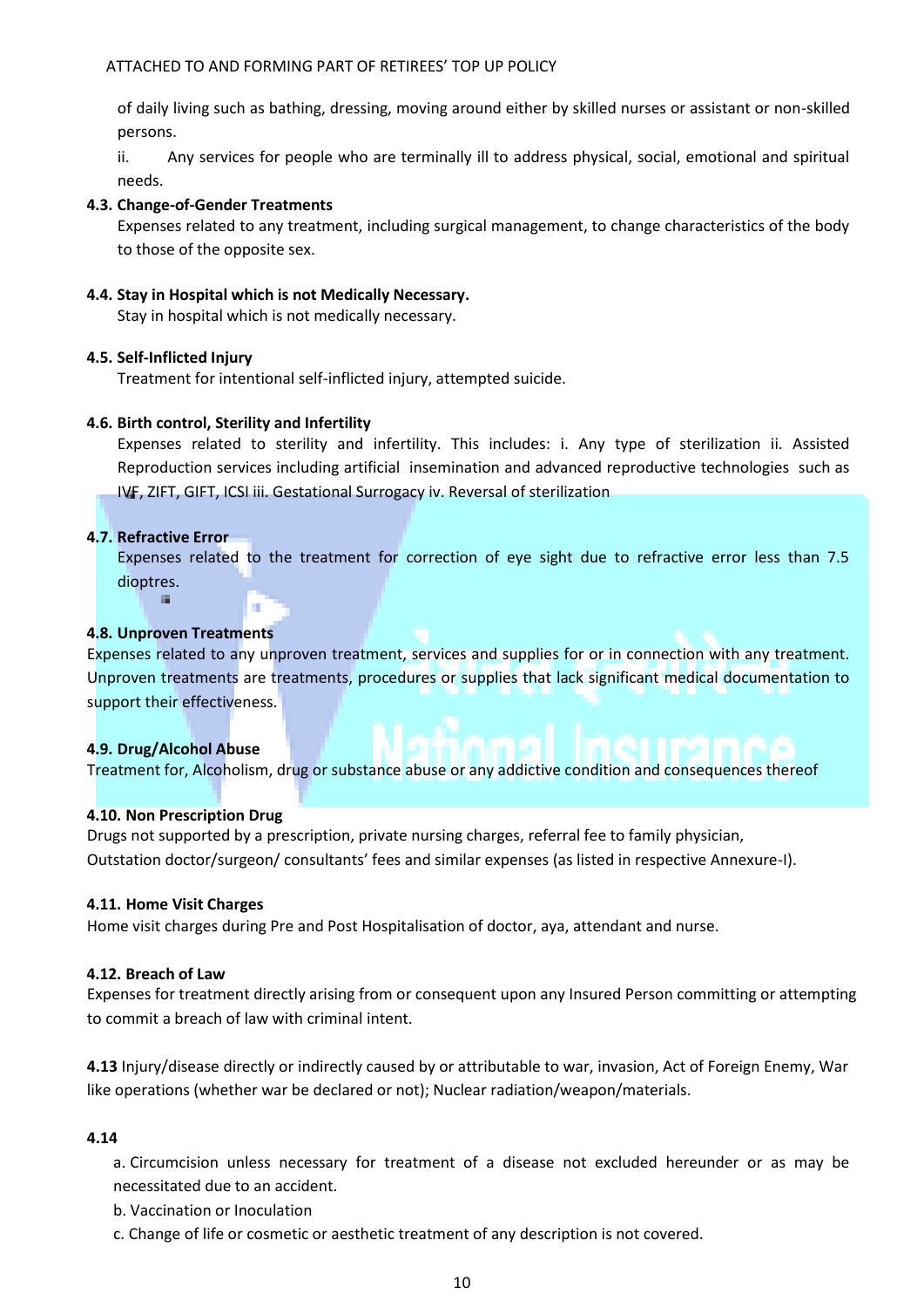of daily living such as bathing, dressing, moving around either by skilled nurses or assistant or non-skilled persons.

ii. Any services for people who are terminally ill to address physical, social, emotional and spiritual needs.

**4.3. Change-of-Gender Treatments**

Expenses related to any treatment, including surgical management, to change characteristics of the body to those of the opposite sex.

**4.4. Stay in Hospital which is not Medically Necessary.**

Stay in hospital which is not medically necessary.

**4.5. Self-Inflicted Injury**

Treatment for intentional self-inflicted injury, attempted suicide.

**4.6. Birth control, Sterility and Infertility**

Expenses related to sterility and infertility. This includes: i. Any type of sterilization ii. Assisted Reproduction services including artificial insemination and advanced reproductive technologies such as IVF, ZIFT, GIFT, ICSI iii. Gestational Surrogacy iv. Reversal of sterilization

**4.7. Refractive Error**

Expenses related to the treatment for correction of eye sight due to refractive error less than 7.5 dioptres.

**4.8. Unproven Treatments**

Expenses related to any unproven treatment, services and supplies for or in connection with any treatment. Unproven treatments are treatments, procedures or supplies that lack significant medical documentation to support their effectiveness.

**4.9. Drug/Alcohol Abuse**

Treatment for, Alcoholism, drug or substance abuse or any addictive condition and consequences thereof

**4.10. Non Prescription Drug**

Drugs not supported by a prescription, private nursing charges, referral fee to family physician, Outstation doctor/surgeon/ consultants' fees and similar expenses (as listed in respective Annexure-I).

**4.11. Home Visit Charges**

Home visit charges during Pre and Post Hospitalisation of doctor, aya, attendant and nurse.

**4.12. Breach of Law**

Expenses for treatment directly arising from or consequent upon any Insured Person committing or attempting to commit a breach of law with criminal intent.

**4.13** Injury/disease directly or indirectly caused by or attributable to war, invasion, Act of Foreign Enemy, War like operations (whether war be declared or not); Nuclear radiation/weapon/materials.

**4.14**

a. Circumcision unless necessary for treatment of a disease not excluded hereunder or as may be necessitated due to an accident.

b. Vaccination or Inoculation

c. Change of life or cosmetic or aesthetic treatment of any description is not covered.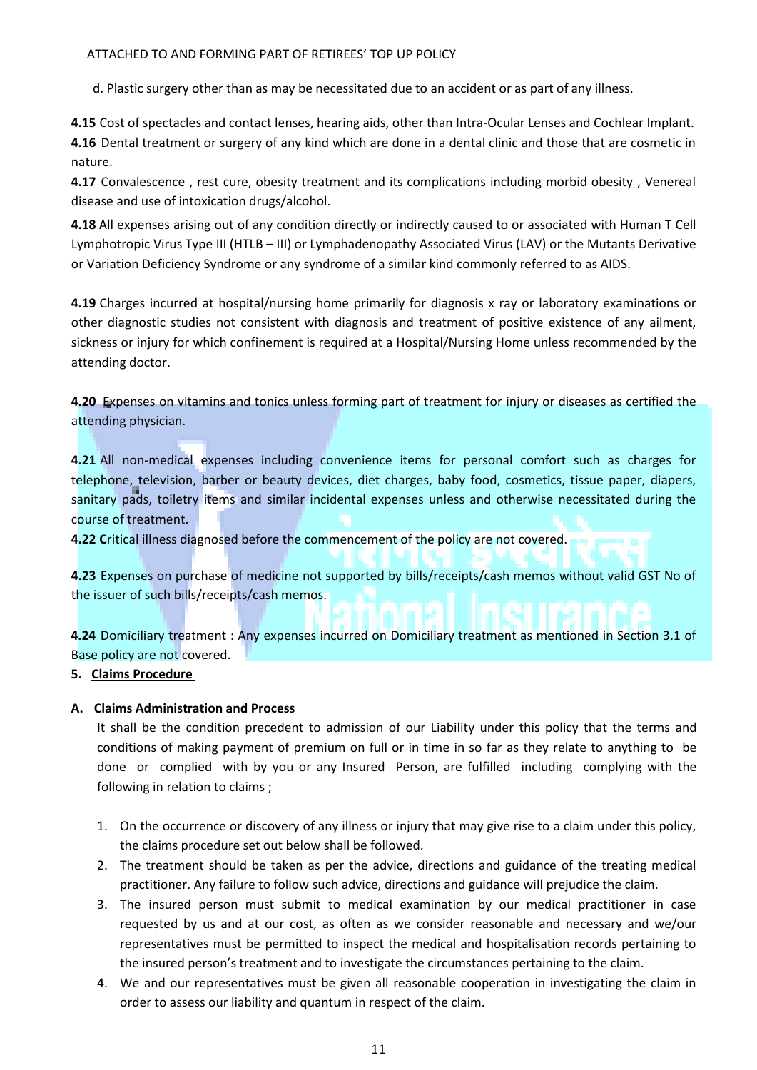d. Plastic surgery other than as may be necessitated due to an accident or as part of any illness.

**4.15** Cost of spectacles and contact lenses, hearing aids, other than Intra-Ocular Lenses and Cochlear Implant.

**4.16** Dental treatment or surgery of any kind which are done in a dental clinic and those that are cosmetic in nature.

**4.17** Convalescence , rest cure, obesity treatment and its complications including morbid obesity , Venereal disease and use of intoxication drugs/alcohol.

**4.18** All expenses arising out of any condition directly or indirectly caused to or associated with Human T Cell Lymphotropic Virus Type III (HTLB – III) or Lymphadenopathy Associated Virus (LAV) or the Mutants Derivative or Variation Deficiency Syndrome or any syndrome of a similar kind commonly referred to as AIDS.

**4.19** Charges incurred at hospital/nursing home primarily for diagnosis x ray or laboratory examinations or other diagnostic studies not consistent with diagnosis and treatment of positive existence of any ailment, sickness or injury for which confinement is required at a Hospital/Nursing Home unless recommended by the attending doctor.

**4.20** Expenses on vitamins and tonics unless forming part of treatment for injury or diseases as certified the attending physician.

**4.21** All non-medical expenses including convenience items for personal comfort such as charges for telephone, television, barber or beauty devices, diet charges, baby food, cosmetics, tissue paper, diapers, sanitary pads, toiletry items and similar incidental expenses unless and otherwise necessitated during the course of treatment.

**4.22 C**ritical illness diagnosed before the commencement of the policy are not covered.

**4.23** Expenses on purchase of medicine not supported by bills/receipts/cash memos without valid GST No of the issuer of such bills/receipts/cash memos.

**4.24** Domiciliary treatment : Any expenses incurred on Domiciliary treatment as mentioned in Section 3.1 of Base policy are not covered.

## 5. Claims Procedure

### A. Claims Administration and Process

It shall be the condition precedent to admission of our Liability under this policy that the terms and conditions of making payment of premium on full or in time in so far as they relate to anything to be done or complied with by you or any Insured Person, are fulfilled including complying with the following in relation to claims ;

1. On the occurrence or discovery of any illness or injury that may give rise to a claim under this policy, the claims procedure set out below shall be followed.
2. The treatment should be taken as per the advice, directions and guidance of the treating medical practitioner. Any failure to follow such advice, directions and guidance will prejudice the claim.
3. The insured person must submit to medical examination by our medical practitioner in case requested by us and at our cost, as often as we consider reasonable and necessary and we/our representatives must be permitted to inspect the medical and hospitalisation records pertaining to the insured person's treatment and to investigate the circumstances pertaining to the claim.
4. We and our representatives must be given all reasonable cooperation in investigating the claim in order to assess our liability and quantum in respect of the claim.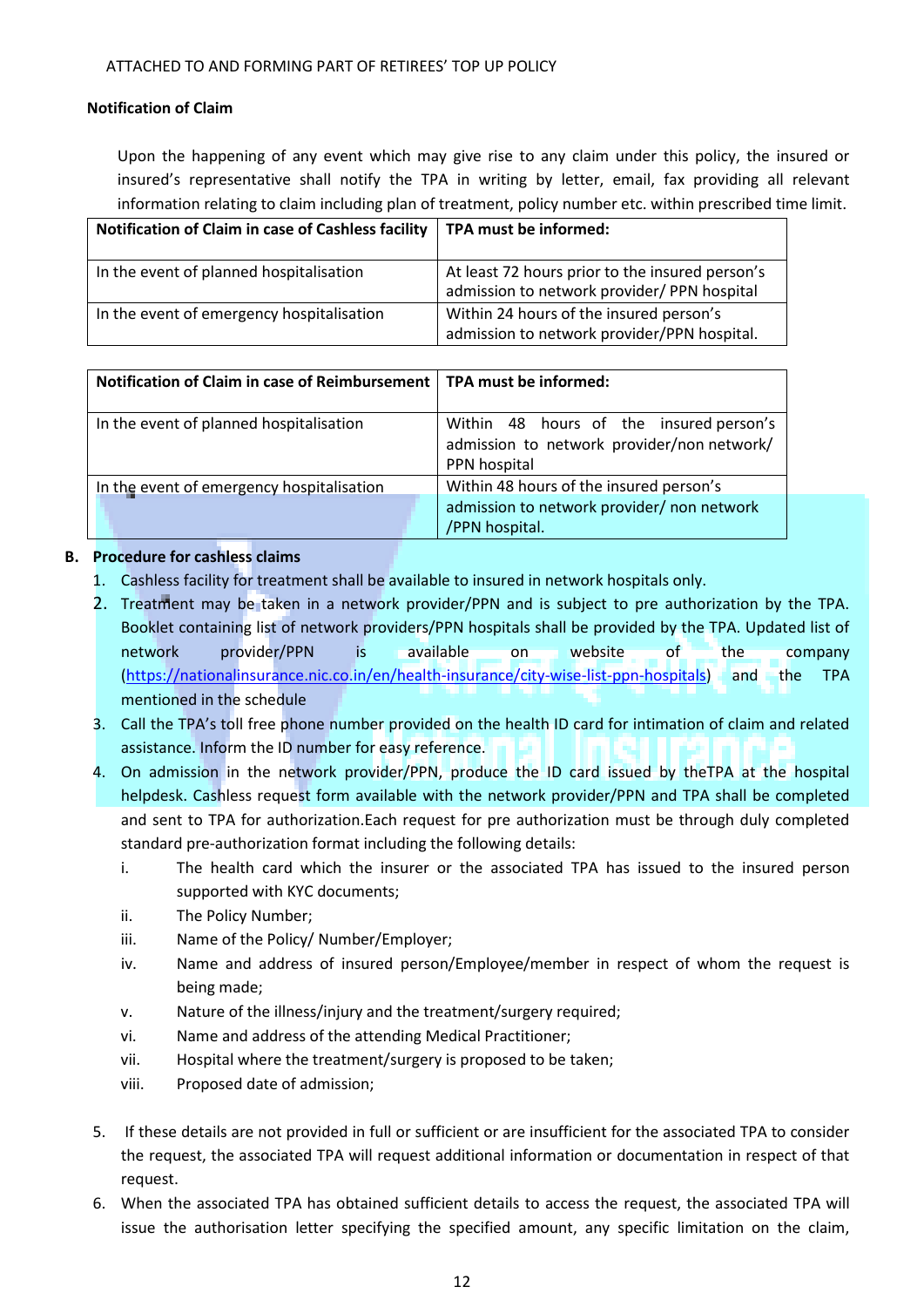ATTACHED TO AND FORMING PART OF RETIREES' TOP UP POLICY

**Notification of Claim**

Upon the happening of any event which may give rise to any claim under this policy, the insured or insured's representative shall notify the TPA in writing by letter, email, fax providing all relevant information relating to claim including plan of treatment, policy number etc. within prescribed time limit.

| **Notification of Claim in case of Cashless facility** | **TPA must be informed:** |
|---|---|
| In the event of planned hospitalisation | At least 72 hours prior to the insured person's admission to network provider/ PPN hospital |
| In the event of emergency hospitalisation | Within 24 hours of the insured person's admission to network provider/PPN hospital. |

| **Notification of Claim in case of Reimbursement** | **TPA must be informed:** |
|---|---|
| In the event of planned hospitalisation | Within 48 hours of the insured person's admission to network provider/non network/ PPN hospital |
| In the event of emergency hospitalisation | Within 48 hours of the insured person's admission to network provider/ non network /PPN hospital. |

**B. Procedure for cashless claims**

1. Cashless facility for treatment shall be available to insured in network hospitals only.
2. Treatment may be taken in a network provider/PPN and is subject to pre authorization by the TPA. Booklet containing list of network providers/PPN hospitals shall be provided by the TPA. Updated list of network provider/PPN is available on website of the company (https://nationalinsurance.nic.co.in/en/health-insurance/city-wise-list-ppn-hospitals) and the TPA mentioned in the schedule
3. Call the TPA's toll free phone number provided on the health ID card for intimation of claim and related assistance. Inform the ID number for easy reference.
4. On admission in the network provider/PPN, produce the ID card issued by theTPA at the hospital helpdesk. Cashless request form available with the network provider/PPN and TPA shall be completed and sent to TPA for authorization.Each request for pre authorization must be through duly completed standard pre-authorization format including the following details:
   i. The health card which the insurer or the associated TPA has issued to the insured person supported with KYC documents;
   ii. The Policy Number;
   iii. Name of the Policy/ Number/Employer;
   iv. Name and address of insured person/Employee/member in respect of whom the request is being made;
   v. Nature of the illness/injury and the treatment/surgery required;
   vi. Name and address of the attending Medical Practitioner;
   vii. Hospital where the treatment/surgery is proposed to be taken;
   viii. Proposed date of admission;
5. If these details are not provided in full or sufficient or are insufficient for the associated TPA to consider the request, the associated TPA will request additional information or documentation in respect of that request.
6. When the associated TPA has obtained sufficient details to access the request, the associated TPA will issue the authorisation letter specifying the specified amount, any specific limitation on the claim,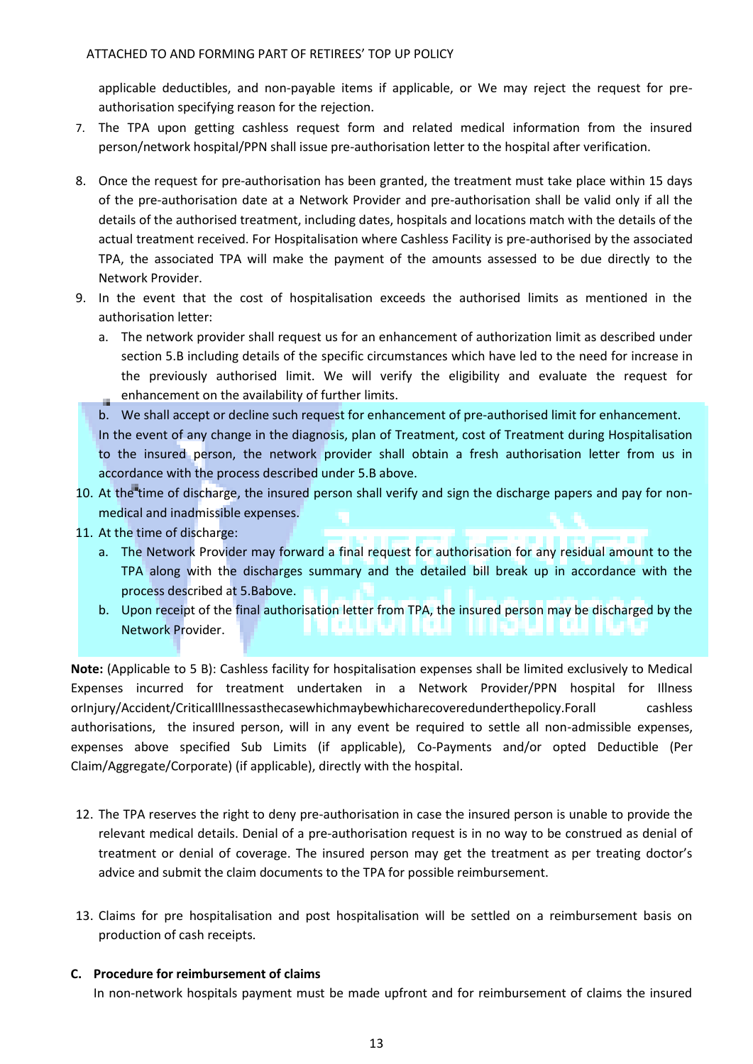applicable deductibles, and non-payable items if applicable, or We may reject the request for pre-authorisation specifying reason for the rejection.

7. The TPA upon getting cashless request form and related medical information from the insured person/network hospital/PPN shall issue pre-authorisation letter to the hospital after verification.

8. Once the request for pre-authorisation has been granted, the treatment must take place within 15 days of the pre-authorisation date at a Network Provider and pre-authorisation shall be valid only if all the details of the authorised treatment, including dates, hospitals and locations match with the details of the actual treatment received. For Hospitalisation where Cashless Facility is pre-authorised by the associated TPA, the associated TPA will make the payment of the amounts assessed to be due directly to the Network Provider.
9. In the event that the cost of hospitalisation exceeds the authorised limits as mentioned in the authorisation letter:
   a. The network provider shall request us for an enhancement of authorization limit as described under section 5.B including details of the specific circumstances which have led to the need for increase in the previously authorised limit. We will verify the eligibility and evaluate the request for enhancement on the availability of further limits.
   b. We shall accept or decline such request for enhancement of pre-authorised limit for enhancement.

   In the event of any change in the diagnosis, plan of Treatment, cost of Treatment during Hospitalisation to the insured person, the network provider shall obtain a fresh authorisation letter from us in accordance with the process described under 5.B above.
10. At the time of discharge, the insured person shall verify and sign the discharge papers and pay for non-medical and inadmissible expenses.
11. At the time of discharge:
    a. The Network Provider may forward a final request for authorisation for any residual amount to the TPA along with the discharges summary and the detailed bill break up in accordance with the process described at 5.Babove.
    b. Upon receipt of the final authorisation letter from TPA, the insured person may be discharged by the Network Provider.

**Note:** (Applicable to 5 B): Cashless facility for hospitalisation expenses shall be limited exclusively to Medical Expenses incurred for treatment undertaken in a Network Provider/PPN hospital for Illness orInjury/Accident/CriticalIllnessasthecasewhichmaybewhicharecoveredunderthepolicy.Forall cashless authorisations, the insured person, will in any event be required to settle all non-admissible expenses, expenses above specified Sub Limits (if applicable), Co-Payments and/or opted Deductible (Per Claim/Aggregate/Corporate) (if applicable), directly with the hospital.

12. The TPA reserves the right to deny pre-authorisation in case the insured person is unable to provide the relevant medical details. Denial of a pre-authorisation request is in no way to be construed as denial of treatment or denial of coverage. The insured person may get the treatment as per treating doctor's advice and submit the claim documents to the TPA for possible reimbursement.

13. Claims for pre hospitalisation and post hospitalisation will be settled on a reimbursement basis on production of cash receipts.

**C. Procedure for reimbursement of claims**

In non-network hospitals payment must be made upfront and for reimbursement of claims the insured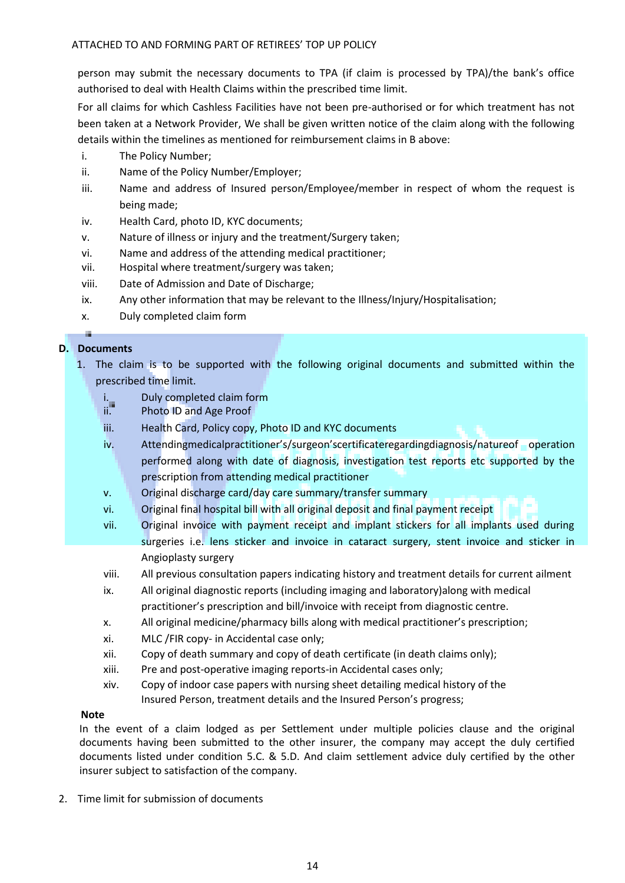person may submit the necessary documents to TPA (if claim is processed by TPA)/the bank's office authorised to deal with Health Claims within the prescribed time limit.

For all claims for which Cashless Facilities have not been pre-authorised or for which treatment has not been taken at a Network Provider, We shall be given written notice of the claim along with the following details within the timelines as mentioned for reimbursement claims in B above:

i. The Policy Number;
ii. Name of the Policy Number/Employer;
iii. Name and address of Insured person/Employee/member in respect of whom the request is being made;
iv. Health Card, photo ID, KYC documents;
v. Nature of illness or injury and the treatment/Surgery taken;
vi. Name and address of the attending medical practitioner;
vii. Hospital where treatment/surgery was taken;
viii. Date of Admission and Date of Discharge;
ix. Any other information that may be relevant to the Illness/Injury/Hospitalisation;
x. Duly completed claim form

**D. Documents**

1. The claim is to be supported with the following original documents and submitted within the prescribed time limit.
    i. Duly completed claim form
    ii. Photo ID and Age Proof
    iii. Health Card, Policy copy, Photo ID and KYC documents
    iv. Attendingmedicalpractitioner's/surgeon'scertificateregardingdiagnosis/natureof operation performed along with date of diagnosis, investigation test reports etc supported by the prescription from attending medical practitioner
    v. Original discharge card/day care summary/transfer summary
    vi. Original final hospital bill with all original deposit and final payment receipt
    vii. Original invoice with payment receipt and implant stickers for all implants used during surgeries i.e. lens sticker and invoice in cataract surgery, stent invoice and sticker in Angioplasty surgery
    viii. All previous consultation papers indicating history and treatment details for current ailment
    ix. All original diagnostic reports (including imaging and laboratory)along with medical practitioner's prescription and bill/invoice with receipt from diagnostic centre.
    x. All original medicine/pharmacy bills along with medical practitioner's prescription;
    xi. MLC /FIR copy- in Accidental case only;
    xii. Copy of death summary and copy of death certificate (in death claims only);
    xiii. Pre and post-operative imaging reports-in Accidental cases only;
    xiv. Copy of indoor case papers with nursing sheet detailing medical history of the Insured Person, treatment details and the Insured Person's progress;

**Note**

In the event of a claim lodged as per Settlement under multiple policies clause and the original documents having been submitted to the other insurer, the company may accept the duly certified documents listed under condition 5.C. & 5.D. And claim settlement advice duly certified by the other insurer subject to satisfaction of the company.

2. Time limit for submission of documents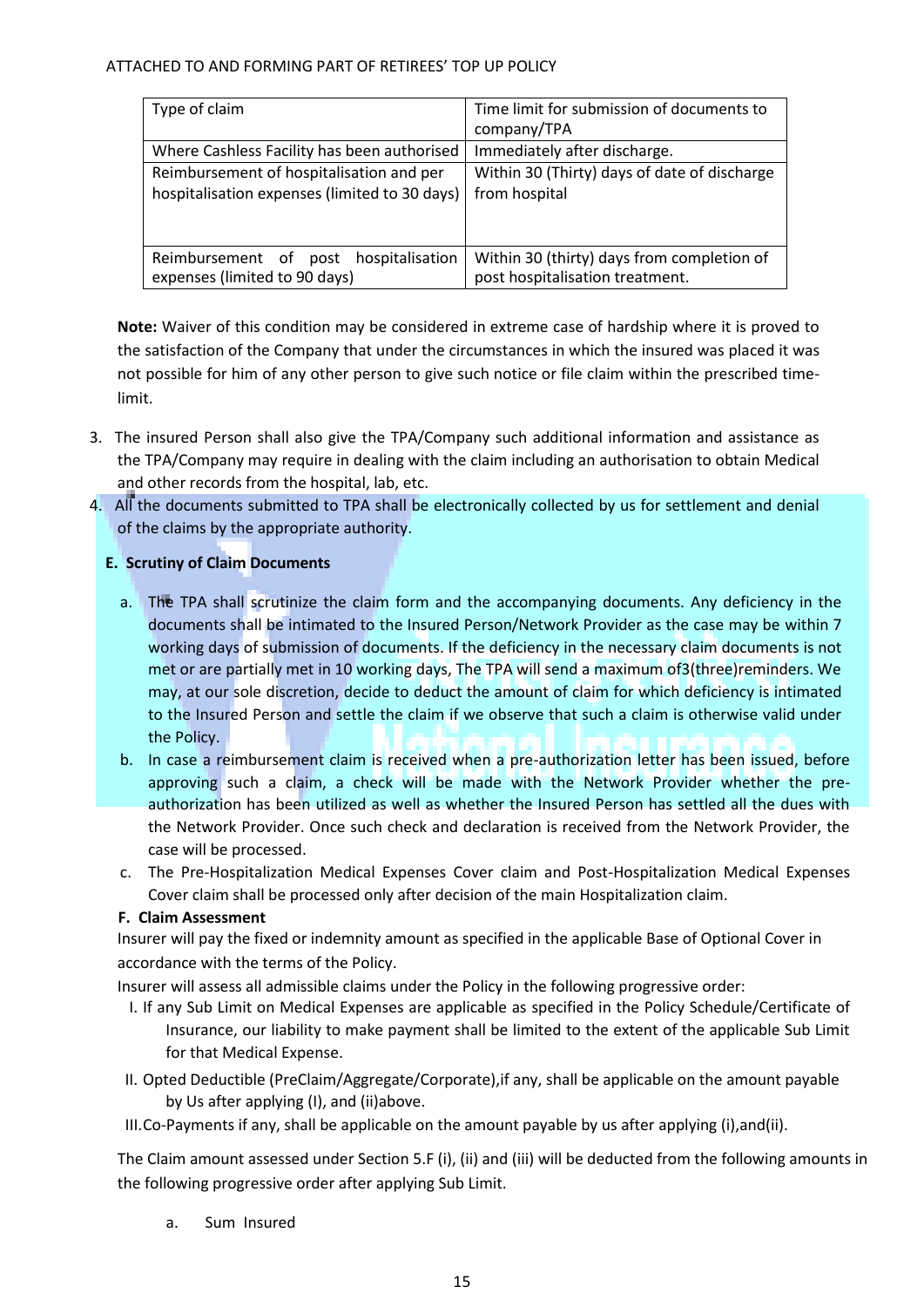| Type of claim | Time limit for submission of documents to company/TPA |
| --- | --- |
| Where Cashless Facility has been authorised | Immediately after discharge. |
| Reimbursement of hospitalisation and per hospitalisation expenses (limited to 30 days) | Within 30 (Thirty) days of date of discharge from hospital |
| Reimbursement of post hospitalisation expenses (limited to 90 days) | Within 30 (thirty) days from completion of post hospitalisation treatment. |

**Note:** Waiver of this condition may be considered in extreme case of hardship where it is proved to the satisfaction of the Company that under the circumstances in which the insured was placed it was not possible for him of any other person to give such notice or file claim within the prescribed time-limit.

3. The insured Person shall also give the TPA/Company such additional information and assistance as the TPA/Company may require in dealing with the claim including an authorisation to obtain Medical and other records from the hospital, lab, etc.
4. All the documents submitted to TPA shall be electronically collected by us for settlement and denial of the claims by the appropriate authority.

**E. Scrutiny of Claim Documents**

a. The TPA shall scrutinize the claim form and the accompanying documents. Any deficiency in the documents shall be intimated to the Insured Person/Network Provider as the case may be within 7 working days of submission of documents. If the deficiency in the necessary claim documents is not met or are partially met in 10 working days, The TPA will send a maximum of3(three)reminders. We may, at our sole discretion, decide to deduct the amount of claim for which deficiency is intimated to the Insured Person and settle the claim if we observe that such a claim is otherwise valid under the Policy.
b. In case a reimbursement claim is received when a pre-authorization letter has been issued, before approving such a claim, a check will be made with the Network Provider whether the pre-authorization has been utilized as well as whether the Insured Person has settled all the dues with the Network Provider. Once such check and declaration is received from the Network Provider, the case will be processed.
c. The Pre-Hospitalization Medical Expenses Cover claim and Post-Hospitalization Medical Expenses Cover claim shall be processed only after decision of the main Hospitalization claim.

**F. Claim Assessment**

Insurer will pay the fixed or indemnity amount as specified in the applicable Base of Optional Cover in accordance with the terms of the Policy.

Insurer will assess all admissible claims under the Policy in the following progressive order:

I. If any Sub Limit on Medical Expenses are applicable as specified in the Policy Schedule/Certificate of Insurance, our liability to make payment shall be limited to the extent of the applicable Sub Limit for that Medical Expense.

II. Opted Deductible (PreClaim/Aggregate/Corporate),if any, shall be applicable on the amount payable by Us after applying (I), and (ii)above.

III. Co-Payments if any, shall be applicable on the amount payable by us after applying (i),and(ii).

The Claim amount assessed under Section 5.F (i), (ii) and (iii) will be deducted from the following amounts in the following progressive order after applying Sub Limit.

a. Sum Insured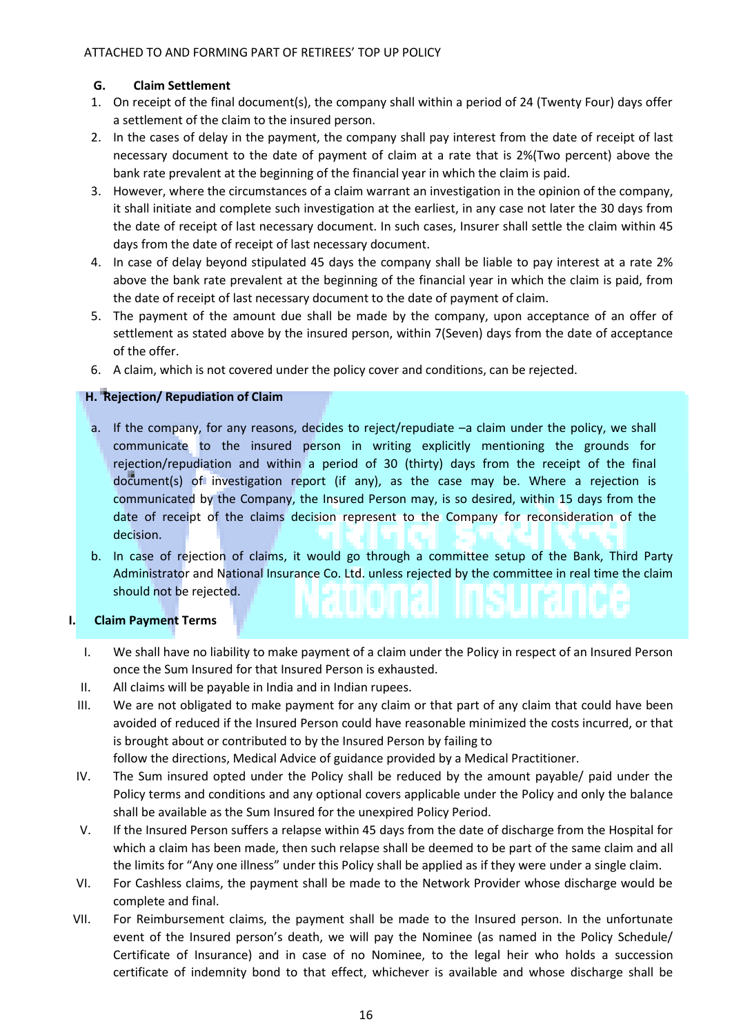### G. Claim Settlement

1. On receipt of the final document(s), the company shall within a period of 24 (Twenty Four) days offer a settlement of the claim to the insured person.
2. In the cases of delay in the payment, the company shall pay interest from the date of receipt of last necessary document to the date of payment of claim at a rate that is 2%(Two percent) above the bank rate prevalent at the beginning of the financial year in which the claim is paid.
3. However, where the circumstances of a claim warrant an investigation in the opinion of the company, it shall initiate and complete such investigation at the earliest, in any case not later the 30 days from the date of receipt of last necessary document. In such cases, Insurer shall settle the claim within 45 days from the date of receipt of last necessary document.
4. In case of delay beyond stipulated 45 days the company shall be liable to pay interest at a rate 2% above the bank rate prevalent at the beginning of the financial year in which the claim is paid, from the date of receipt of last necessary document to the date of payment of claim.
5. The payment of the amount due shall be made by the company, upon acceptance of an offer of settlement as stated above by the insured person, within 7(Seven) days from the date of acceptance of the offer.
6. A claim, which is not covered under the policy cover and conditions, can be rejected.

### H. Rejection/ Repudiation of Claim

a. If the company, for any reasons, decides to reject/repudiate –a claim under the policy, we shall communicate to the insured person in writing explicitly mentioning the grounds for rejection/repudiation and within a period of 30 (thirty) days from the receipt of the final document(s) of investigation report (if any), as the case may be. Where a rejection is communicated by the Company, the Insured Person may, is so desired, within 15 days from the date of receipt of the claims decision represent to the Company for reconsideration of the decision.

b. In case of rejection of claims, it would go through a committee setup of the Bank, Third Party Administrator and National Insurance Co. Ltd. unless rejected by the committee in real time the claim should not be rejected.

### I. Claim Payment Terms

I. We shall have no liability to make payment of a claim under the Policy in respect of an Insured Person once the Sum Insured for that Insured Person is exhausted.

II. All claims will be payable in India and in Indian rupees.

III. We are not obligated to make payment for any claim or that part of any claim that could have been avoided of reduced if the Insured Person could have reasonable minimized the costs incurred, or that is brought about or contributed to by the Insured Person by failing to follow the directions, Medical Advice of guidance provided by a Medical Practitioner.

IV. The Sum insured opted under the Policy shall be reduced by the amount payable/ paid under the Policy terms and conditions and any optional covers applicable under the Policy and only the balance shall be available as the Sum Insured for the unexpired Policy Period.

V. If the Insured Person suffers a relapse within 45 days from the date of discharge from the Hospital for which a claim has been made, then such relapse shall be deemed to be part of the same claim and all the limits for "Any one illness" under this Policy shall be applied as if they were under a single claim.

VI. For Cashless claims, the payment shall be made to the Network Provider whose discharge would be complete and final.

VII. For Reimbursement claims, the payment shall be made to the Insured person. In the unfortunate event of the Insured person's death, we will pay the Nominee (as named in the Policy Schedule/ Certificate of Insurance) and in case of no Nominee, to the legal heir who holds a succession certificate of indemnity bond to that effect, whichever is available and whose discharge shall be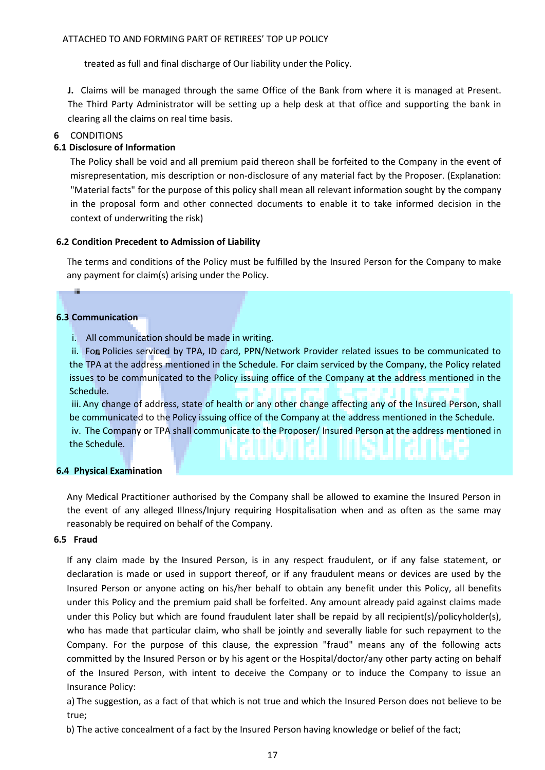treated as full and final discharge of Our liability under the Policy.

**J.** Claims will be managed through the same Office of the Bank from where it is managed at Present. The Third Party Administrator will be setting up a help desk at that office and supporting the bank in clearing all the claims on real time basis.

## 6 CONDITIONS

### 6.1 Disclosure of Information

The Policy shall be void and all premium paid thereon shall be forfeited to the Company in the event of misrepresentation, mis description or non-disclosure of any material fact by the Proposer. (Explanation: "Material facts" for the purpose of this policy shall mean all relevant information sought by the company in the proposal form and other connected documents to enable it to take informed decision in the context of underwriting the risk)

### 6.2 Condition Precedent to Admission of Liability

The terms and conditions of the Policy must be fulfilled by the Insured Person for the Company to make any payment for claim(s) arising under the Policy.

### 6.3 Communication

i. All communication should be made in writing.

ii. For Policies serviced by TPA, ID card, PPN/Network Provider related issues to be communicated to the TPA at the address mentioned in the Schedule. For claim serviced by the Company, the Policy related issues to be communicated to the Policy issuing office of the Company at the address mentioned in the Schedule.

iii. Any change of address, state of health or any other change affecting any of the Insured Person, shall be communicated to the Policy issuing office of the Company at the address mentioned in the Schedule.

iv. The Company or TPA shall communicate to the Proposer/ Insured Person at the address mentioned in the Schedule.

### 6.4 Physical Examination

Any Medical Practitioner authorised by the Company shall be allowed to examine the Insured Person in the event of any alleged Illness/Injury requiring Hospitalisation when and as often as the same may reasonably be required on behalf of the Company.

### 6.5 Fraud

If any claim made by the Insured Person, is in any respect fraudulent, or if any false statement, or declaration is made or used in support thereof, or if any fraudulent means or devices are used by the Insured Person or anyone acting on his/her behalf to obtain any benefit under this Policy, all benefits under this Policy and the premium paid shall be forfeited. Any amount already paid against claims made under this Policy but which are found fraudulent later shall be repaid by all recipient(s)/policyholder(s), who has made that particular claim, who shall be jointly and severally liable for such repayment to the Company. For the purpose of this clause, the expression "fraud" means any of the following acts committed by the Insured Person or by his agent or the Hospital/doctor/any other party acting on behalf of the Insured Person, with intent to deceive the Company or to induce the Company to issue an Insurance Policy:

a) The suggestion, as a fact of that which is not true and which the Insured Person does not believe to be true;

b) The active concealment of a fact by the Insured Person having knowledge or belief of the fact;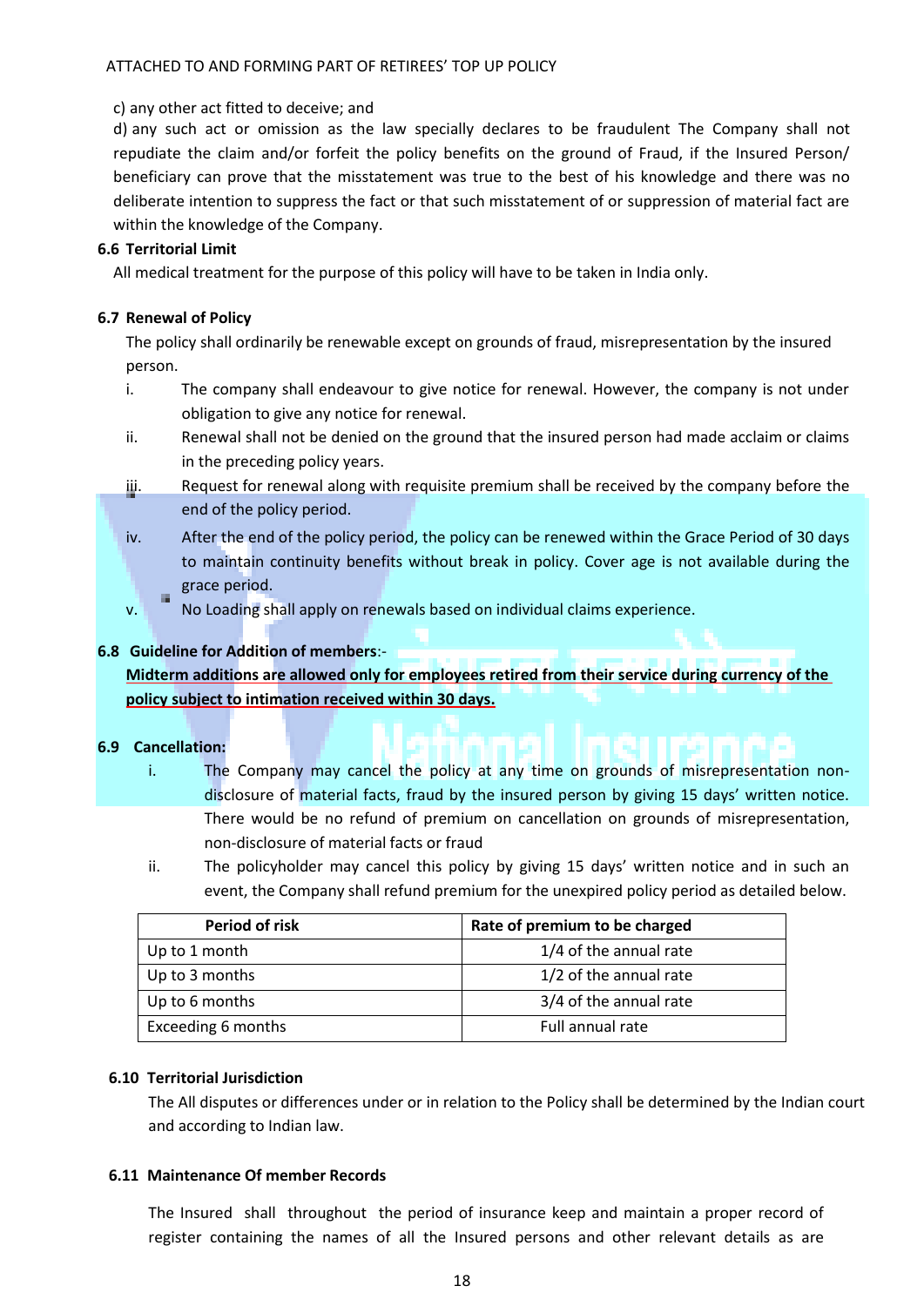c) any other act fitted to deceive; and

d) any such act or omission as the law specially declares to be fraudulent The Company shall not repudiate the claim and/or forfeit the policy benefits on the ground of Fraud, if the Insured Person/ beneficiary can prove that the misstatement was true to the best of his knowledge and there was no deliberate intention to suppress the fact or that such misstatement of or suppression of material fact are within the knowledge of the Company.

**6.6 Territorial Limit**

All medical treatment for the purpose of this policy will have to be taken in India only.

**6.7 Renewal of Policy**

The policy shall ordinarily be renewable except on grounds of fraud, misrepresentation by the insured person.

i. The company shall endeavour to give notice for renewal. However, the company is not under obligation to give any notice for renewal.

ii. Renewal shall not be denied on the ground that the insured person had made acclaim or claims in the preceding policy years.

iii. Request for renewal along with requisite premium shall be received by the company before the end of the policy period.

iv. After the end of the policy period, the policy can be renewed within the Grace Period of 30 days to maintain continuity benefits without break in policy. Cover age is not available during the grace period.

v. No Loading shall apply on renewals based on individual claims experience.

**6.8 Guideline for Addition of members**:-

**Midterm additions are allowed only for employees retired from their service during currency of the policy subject to intimation received within 30 days.**

**6.9 Cancellation:**

i. The Company may cancel the policy at any time on grounds of misrepresentation non-disclosure of material facts, fraud by the insured person by giving 15 days' written notice. There would be no refund of premium on cancellation on grounds of misrepresentation, non-disclosure of material facts or fraud

ii. The policyholder may cancel this policy by giving 15 days' written notice and in such an event, the Company shall refund premium for the unexpired policy period as detailed below.

| Period of risk | Rate of premium to be charged |
|---|---|
| Up to 1 month | 1/4 of the annual rate |
| Up to 3 months | 1/2 of the annual rate |
| Up to 6 months | 3/4 of the annual rate |
| Exceeding 6 months | Full annual rate |

**6.10 Territorial Jurisdiction**

The All disputes or differences under or in relation to the Policy shall be determined by the Indian court and according to Indian law.

**6.11 Maintenance Of member Records**

The Insured shall throughout the period of insurance keep and maintain a proper record of register containing the names of all the Insured persons and other relevant details as are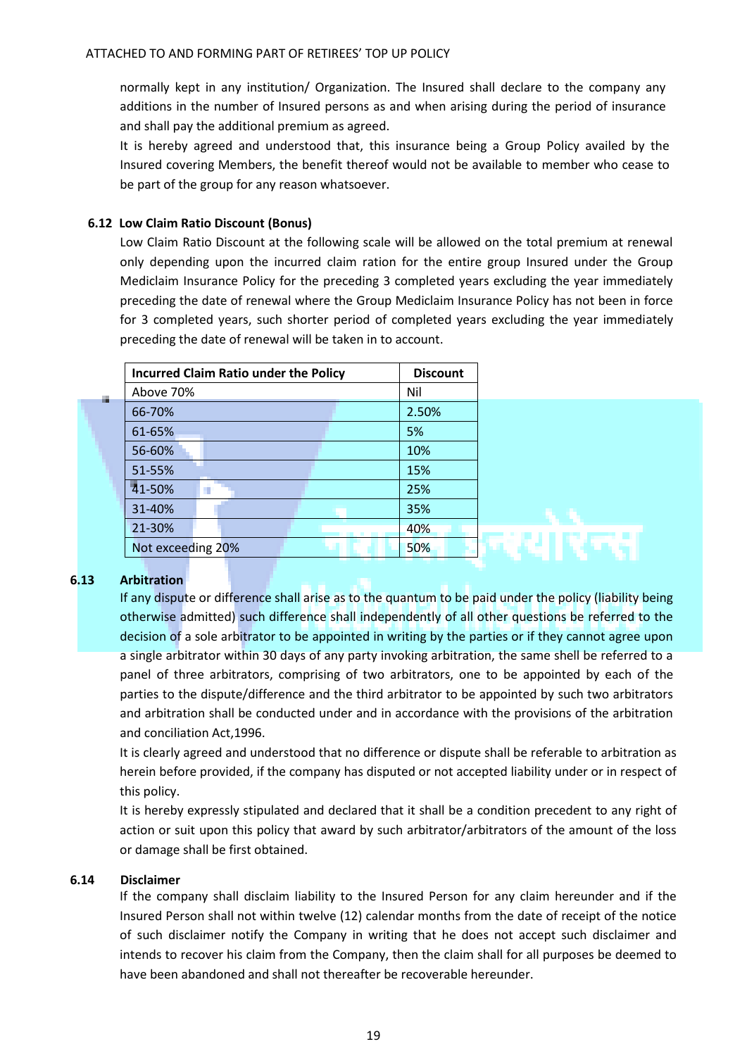normally kept in any institution/ Organization. The Insured shall declare to the company any additions in the number of Insured persons as and when arising during the period of insurance and shall pay the additional premium as agreed.

It is hereby agreed and understood that, this insurance being a Group Policy availed by the Insured covering Members, the benefit thereof would not be available to member who cease to be part of the group for any reason whatsoever.

**6.12 Low Claim Ratio Discount (Bonus)**

Low Claim Ratio Discount at the following scale will be allowed on the total premium at renewal only depending upon the incurred claim ration for the entire group Insured under the Group Mediclaim Insurance Policy for the preceding 3 completed years excluding the year immediately preceding the date of renewal where the Group Mediclaim Insurance Policy has not been in force for 3 completed years, such shorter period of completed years excluding the year immediately preceding the date of renewal will be taken in to account.

| Incurred Claim Ratio under the Policy | Discount |
|---|---|
| Above 70% | Nil |
| 66-70% | 2.50% |
| 61-65% | 5% |
| 56-60% | 10% |
| 51-55% | 15% |
| 41-50% | 25% |
| 31-40% | 35% |
| 21-30% | 40% |
| Not exceeding 20% | 50% |

**6.13 Arbitration**

If any dispute or difference shall arise as to the quantum to be paid under the policy (liability being otherwise admitted) such difference shall independently of all other questions be referred to the decision of a sole arbitrator to be appointed in writing by the parties or if they cannot agree upon a single arbitrator within 30 days of any party invoking arbitration, the same shell be referred to a panel of three arbitrators, comprising of two arbitrators, one to be appointed by each of the parties to the dispute/difference and the third arbitrator to be appointed by such two arbitrators and arbitration shall be conducted under and in accordance with the provisions of the arbitration and conciliation Act,1996.

It is clearly agreed and understood that no difference or dispute shall be referable to arbitration as herein before provided, if the company has disputed or not accepted liability under or in respect of this policy.

It is hereby expressly stipulated and declared that it shall be a condition precedent to any right of action or suit upon this policy that award by such arbitrator/arbitrators of the amount of the loss or damage shall be first obtained.

**6.14 Disclaimer**

If the company shall disclaim liability to the Insured Person for any claim hereunder and if the Insured Person shall not within twelve (12) calendar months from the date of receipt of the notice of such disclaimer notify the Company in writing that he does not accept such disclaimer and intends to recover his claim from the Company, then the claim shall for all purposes be deemed to have been abandoned and shall not thereafter be recoverable hereunder.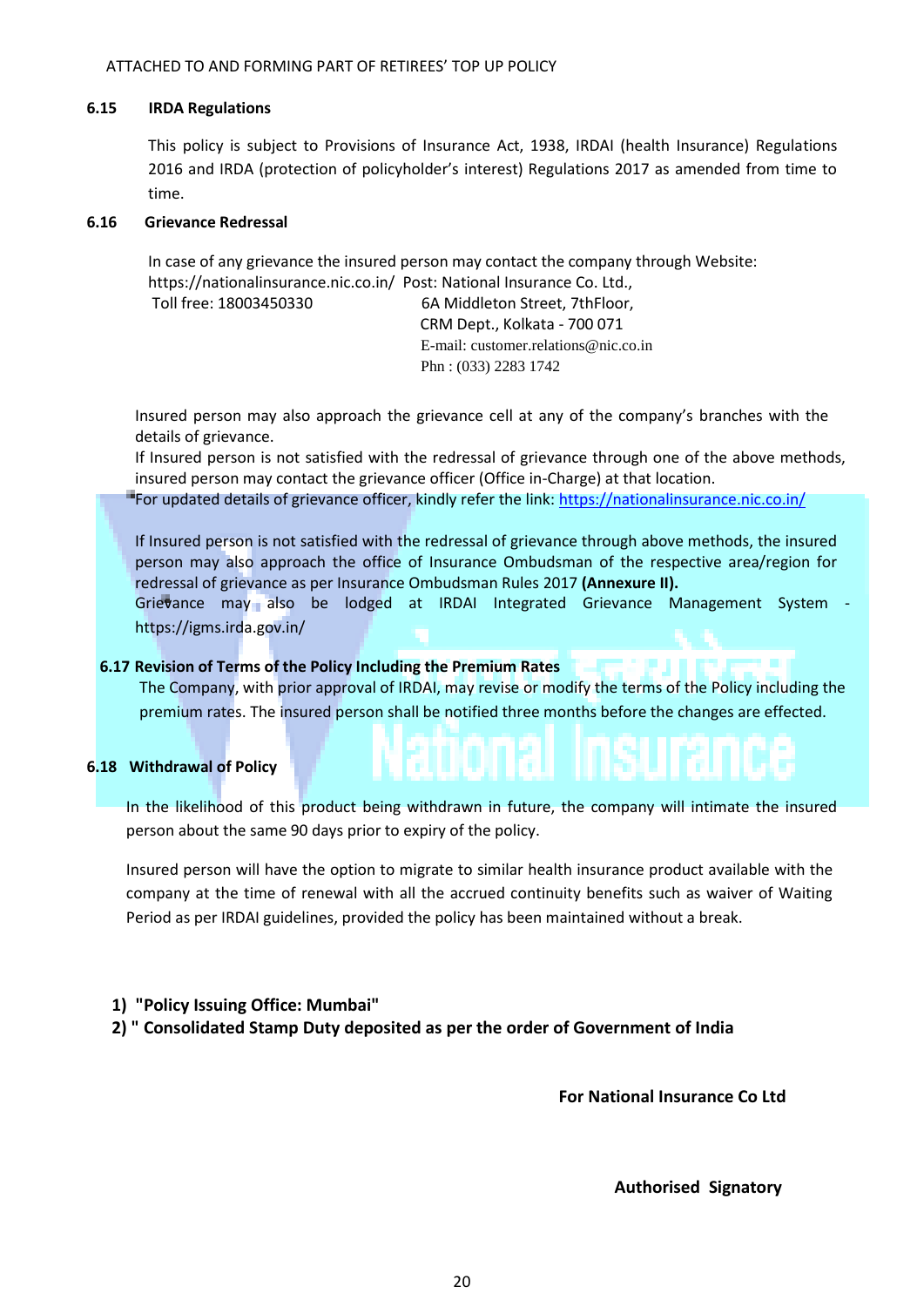ATTACHED TO AND FORMING PART OF RETIREES' TOP UP POLICY

### 6.15 IRDA Regulations

This policy is subject to Provisions of Insurance Act, 1938, IRDAI (health Insurance) Regulations 2016 and IRDA (protection of policyholder's interest) Regulations 2017 as amended from time to time.

### 6.16 Grievance Redressal

In case of any grievance the insured person may contact the company through Website: https://nationalinsurance.nic.co.in/

Toll free: 18003450330

Post: National Insurance Co. Ltd.,
6A Middleton Street, 7thFloor,
CRM Dept., Kolkata - 700 071
E-mail: customer.relations@nic.co.in
Phn : (033) 2283 1742

Insured person may also approach the grievance cell at any of the company's branches with the details of grievance.

If Insured person is not satisfied with the redressal of grievance through one of the above methods, insured person may contact the grievance officer (Office in-Charge) at that location.

For updated details of grievance officer, kindly refer the link: https://nationalinsurance.nic.co.in/

If Insured person is not satisfied with the redressal of grievance through above methods, the insured person may also approach the office of Insurance Ombudsman of the respective area/region for redressal of grievance as per Insurance Ombudsman Rules 2017 **(Annexure II).**

Grievance may also be lodged at IRDAI Integrated Grievance Management System - https://igms.irda.gov.in/

### 6.17 Revision of Terms of the Policy Including the Premium Rates

The Company, with prior approval of IRDAI, may revise or modify the terms of the Policy including the premium rates. The insured person shall be notified three months before the changes are effected.

### 6.18 Withdrawal of Policy

In the likelihood of this product being withdrawn in future, the company will intimate the insured person about the same 90 days prior to expiry of the policy.

Insured person will have the option to migrate to similar health insurance product available with the company at the time of renewal with all the accrued continuity benefits such as waiver of Waiting Period as per IRDAI guidelines, provided the policy has been maintained without a break.

1) **"Policy Issuing Office: Mumbai"**
2) **" Consolidated Stamp Duty deposited as per the order of Government of India**

**For National Insurance Co Ltd**

**Authorised Signatory**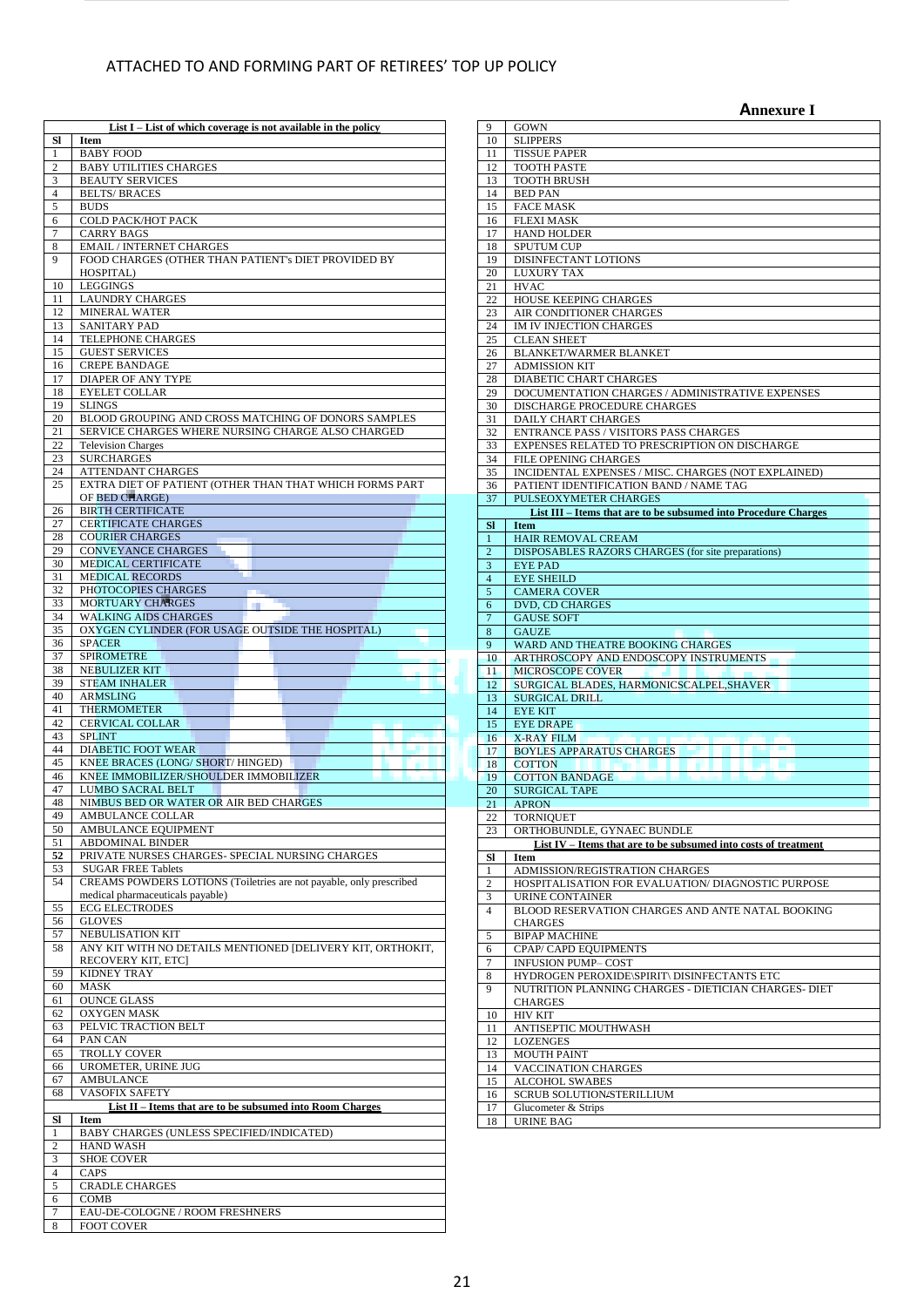ATTACHED TO AND FORMING PART OF RETIREES' TOP UP POLICY

**Annexure I**

**List I – List of which coverage is not available in the policy**

| Sl | Item |
|---|---|
| 1 | BABY FOOD |
| 2 | BABY UTILITIES CHARGES |
| 3 | BEAUTY SERVICES |
| 4 | BELTS/ BRACES |
| 5 | BUDS |
| 6 | COLD PACK/HOT PACK |
| 7 | CARRY BAGS |
| 8 | EMAIL / INTERNET CHARGES |
| 9 | FOOD CHARGES (OTHER THAN PATIENT's DIET PROVIDED BY HOSPITAL) |
| 10 | LEGGINGS |
| 11 | LAUNDRY CHARGES |
| 12 | MINERAL WATER |
| 13 | SANITARY PAD |
| 14 | TELEPHONE CHARGES |
| 15 | GUEST SERVICES |
| 16 | CREPE BANDAGE |
| 17 | DIAPER OF ANY TYPE |
| 18 | EYELET COLLAR |
| 19 | SLINGS |
| 20 | BLOOD GROUPING AND CROSS MATCHING OF DONORS SAMPLES |
| 21 | SERVICE CHARGES WHERE NURSING CHARGE ALSO CHARGED |
| 22 | Television Charges |
| 23 | SURCHARGES |
| 24 | ATTENDANT CHARGES |
| 25 | EXTRA DIET OF PATIENT (OTHER THAN THAT WHICH FORMS PART OF BED CHARGE) |
| 26 | BIRTH CERTIFICATE |
| 27 | CERTIFICATE CHARGES |
| 28 | COURIER CHARGES |
| 29 | CONVEYANCE CHARGES |
| 30 | MEDICAL CERTIFICATE |
| 31 | MEDICAL RECORDS |
| 32 | PHOTOCOPIES CHARGES |
| 33 | MORTUARY CHARGES |
| 34 | WALKING AIDS CHARGES |
| 35 | OXYGEN CYLINDER (FOR USAGE OUTSIDE THE HOSPITAL) |
| 36 | SPACER |
| 37 | SPIROMETRE |
| 38 | NEBULIZER KIT |
| 39 | STEAM INHALER |
| 40 | ARMSLING |
| 41 | THERMOMETER |
| 42 | CERVICAL COLLAR |
| 43 | SPLINT |
| 44 | DIABETIC FOOT WEAR |
| 45 | KNEE BRACES (LONG/ SHORT/ HINGED) |
| 46 | KNEE IMMOBILIZER/SHOULDER IMMOBILIZER |
| 47 | LUMBO SACRAL BELT |
| 48 | NIMBUS BED OR WATER OR AIR BED CHARGES |
| 49 | AMBULANCE COLLAR |
| 50 | AMBULANCE EQUIPMENT |
| 51 | ABDOMINAL BINDER |
| 52 | PRIVATE NURSES CHARGES- SPECIAL NURSING CHARGES |
| 53 | SUGAR FREE Tablets |
| 54 | CREAMS POWDERS LOTIONS (Toiletries are not payable, only prescribed medical pharmaceuticals payable) |
| 55 | ECG ELECTRODES |
| 56 | GLOVES |
| 57 | NEBULISATION KIT |
| 58 | ANY KIT WITH NO DETAILS MENTIONED [DELIVERY KIT, ORTHOKIT, RECOVERY KIT, ETC] |
| 59 | KIDNEY TRAY |
| 60 | MASK |
| 61 | OUNCE GLASS |
| 62 | OXYGEN MASK |
| 63 | PELVIC TRACTION BELT |
| 64 | PAN CAN |
| 65 | TROLLY COVER |
| 66 | UROMETER, URINE JUG |
| 67 | AMBULANCE |
| 68 | VASOFIX SAFETY |

**List II – Items that are to be subsumed into Room Charges**

| Sl | Item |
|---|---|
| 1 | BABY CHARGES (UNLESS SPECIFIED/INDICATED) |
| 2 | HAND WASH |
| 3 | SHOE COVER |
| 4 | CAPS |
| 5 | CRADLE CHARGES |
| 6 | COMB |
| 7 | EAU-DE-COLOGNE / ROOM FRESHNERS |
| 8 | FOOT COVER |
| 9 | GOWN |
| 10 | SLIPPERS |
| 11 | TISSUE PAPER |
| 12 | TOOTH PASTE |
| 13 | TOOTH BRUSH |
| 14 | BED PAN |
| 15 | FACE MASK |
| 16 | FLEXI MASK |
| 17 | HAND HOLDER |
| 18 | SPUTUM CUP |
| 19 | DISINFECTANT LOTIONS |
| 20 | LUXURY TAX |
| 21 | HVAC |
| 22 | HOUSE KEEPING CHARGES |
| 23 | AIR CONDITIONER CHARGES |
| 24 | IM IV INJECTION CHARGES |
| 25 | CLEAN SHEET |
| 26 | BLANKET/WARMER BLANKET |
| 27 | ADMISSION KIT |
| 28 | DIABETIC CHART CHARGES |
| 29 | DOCUMENTATION CHARGES / ADMINISTRATIVE EXPENSES |
| 30 | DISCHARGE PROCEDURE CHARGES |
| 31 | DAILY CHART CHARGES |
| 32 | ENTRANCE PASS / VISITORS PASS CHARGES |
| 33 | EXPENSES RELATED TO PRESCRIPTION ON DISCHARGE |
| 34 | FILE OPENING CHARGES |
| 35 | INCIDENTAL EXPENSES / MISC. CHARGES (NOT EXPLAINED) |
| 36 | PATIENT IDENTIFICATION BAND / NAME TAG |
| 37 | PULSEOXYMETER CHARGES |

**List III – Items that are to be subsumed into Procedure Charges**

| Sl | Item |
|---|---|
| 1 | HAIR REMOVAL CREAM |
| 2 | DISPOSABLES RAZORS CHARGES (for site preparations) |
| 3 | EYE PAD |
| 4 | EYE SHEILD |
| 5 | CAMERA COVER |
| 6 | DVD, CD CHARGES |
| 7 | GAUSE SOFT |
| 8 | GAUZE |
| 9 | WARD AND THEATRE BOOKING CHARGES |
| 10 | ARTHROSCOPY AND ENDOSCOPY INSTRUMENTS |
| 11 | MICROSCOPE COVER |
| 12 | SURGICAL BLADES, HARMONICSCALPEL,SHAVER |
| 13 | SURGICAL DRILL |
| 14 | EYE KIT |
| 15 | EYE DRAPE |
| 16 | X-RAY FILM |
| 17 | BOYLES APPARATUS CHARGES |
| 18 | COTTON |
| 19 | COTTON BANDAGE |
| 20 | SURGICAL TAPE |
| 21 | APRON |
| 22 | TORNIQUET |
| 23 | ORTHOBUNDLE, GYNAEC BUNDLE |

**List IV – Items that are to be subsumed into costs of treatment**

| Sl | Item |
|---|---|
| 1 | ADMISSION/REGISTRATION CHARGES |
| 2 | HOSPITALISATION FOR EVALUATION/ DIAGNOSTIC PURPOSE |
| 3 | URINE CONTAINER |
| 4 | BLOOD RESERVATION CHARGES AND ANTE NATAL BOOKING CHARGES |
| 5 | BIPAP MACHINE |
| 6 | CPAP/ CAPD EQUIPMENTS |
| 7 | INFUSION PUMP– COST |
| 8 | HYDROGEN PEROXIDE\SPIRIT\ DISINFECTANTS ETC |
| 9 | NUTRITION PLANNING CHARGES - DIETICIAN CHARGES- DIET CHARGES |
| 10 | HIV KIT |
| 11 | ANTISEPTIC MOUTHWASH |
| 12 | LOZENGES |
| 13 | MOUTH PAINT |
| 14 | VACCINATION CHARGES |
| 15 | ALCOHOL SWABES |
| 16 | SCRUB SOLUTION/STERILLIUM |
| 17 | Glucometer & Strips |
| 18 | URINE BAG |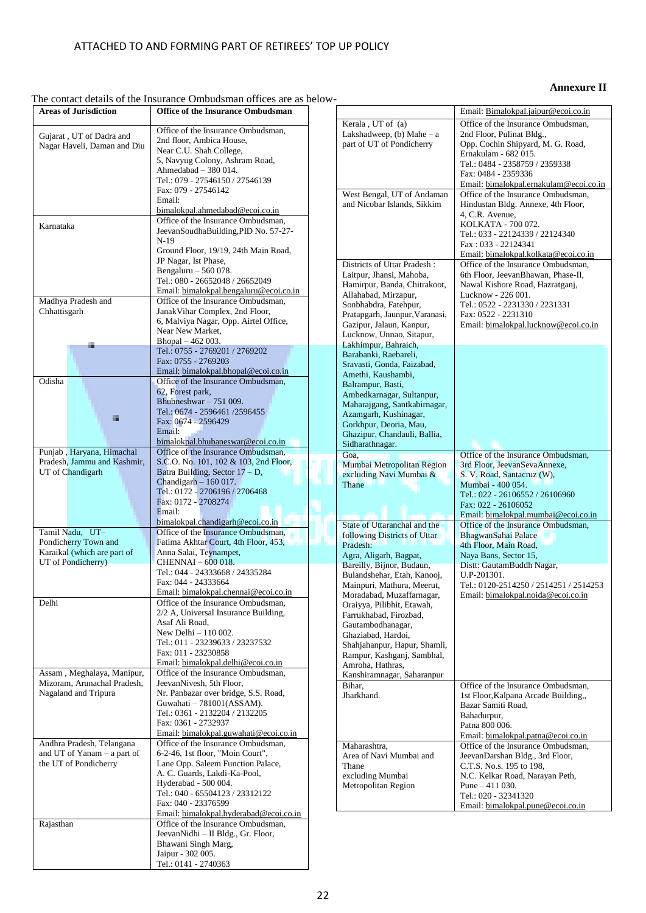ATTACHED TO AND FORMING PART OF RETIREES' TOP UP POLICY

**Annexure II**

The contact details of the Insurance Ombudsman offices are as below-

| Areas of Jurisdiction | Office of the Insurance Ombudsman |
|---|---|
| Gujarat , UT of Dadra and Nagar Haveli, Daman and Diu | Office of the Insurance Ombudsman, 2nd floor, Ambica House, Near C.U. Shah College, 5, Navyug Colony, Ashram Road, Ahmedabad – 380 014. Tel.: 079 - 27546150 / 27546139 Fax: 079 - 27546142 Email: bimalokpal.ahmedabad@ecoi.co.in |
| Karnataka | Office of the Insurance Ombudsman, JeevanSoudhaBuilding,PID No. 57-27-N-19 Ground Floor, 19/19, 24th Main Road, JP Nagar, Ist Phase, Bengaluru – 560 078. Tel.: 080 - 26652048 / 26652049 Email: bimalokpal.bengaluru@ecoi.co.in |
| Madhya Pradesh and Chhattisgarh | Office of the Insurance Ombudsman, JanakVihar Complex, 2nd Floor, 6, Malviya Nagar, Opp. Airtel Office, Near New Market, Bhopal – 462 003. Tel.: 0755 - 2769201 / 2769202 Fax: 0755 - 2769203 Email: bimalokpal.bhopal@ecoi.co.in |
| Odisha | Office of the Insurance Ombudsman, 62, Forest park, Bhubneshwar – 751 009. Tel.: 0674 - 2596461 /2596455 Fax: 0674 - 2596429 Email: bimalokpal.bhubaneswar@ecoi.co.in |
| Punjab , Haryana, Himachal Pradesh, Jammu and Kashmir, UT of Chandigarh | Office of the Insurance Ombudsman, S.C.O. No. 101, 102 & 103, 2nd Floor, Batra Building, Sector 17 – D, Chandigarh – 160 017. Tel.: 0172 - 2706196 / 2706468 Fax: 0172 - 2708274 Email: bimalokpal.chandigarh@ecoi.co.in |
| Tamil Nadu, UT– Pondicherry Town and Karaikal (which are part of UT of Pondicherry) | Office of the Insurance Ombudsman, Fatima Akhtar Court, 4th Floor, 453, Anna Salai, Teynampet, CHENNAI – 600 018. Tel.: 044 - 24333668 / 24335284 Fax: 044 - 24333664 Email: bimalokpal.chennai@ecoi.co.in |
| Delhi | Office of the Insurance Ombudsman, 2/2 A, Universal Insurance Building, Asaf Ali Road, New Delhi – 110 002. Tel.: 011 - 23239633 / 23237532 Fax: 011 - 23230858 Email: bimalokpal.delhi@ecoi.co.in |
| Assam , Meghalaya, Manipur, Mizoram, Arunachal Pradesh, Nagaland and Tripura | Office of the Insurance Ombudsman, JeevanNivesh, 5th Floor, Nr. Panbazar over bridge, S.S. Road, Guwahati – 781001(ASSAM). Tel.: 0361 - 2132204 / 2132205 Fax: 0361 - 2732937 Email: bimalokpal.guwahati@ecoi.co.in |
| Andhra Pradesh, Telangana and UT of Yanam – a part of the UT of Pondicherry | Office of the Insurance Ombudsman, 6-2-46, 1st floor, "Moin Court", Lane Opp. Saleem Function Palace, A. C. Guards, Lakdi-Ka-Pool, Hyderabad - 500 004. Tel.: 040 - 65504123 / 23312122 Fax: 040 - 23376599 Email: bimalokpal.hyderabad@ecoi.co.in |
| Rajasthan | Office of the Insurance Ombudsman, JeevanNidhi – II Bldg., Gr. Floor, Bhawani Singh Marg, Jaipur - 302 005. Tel.: 0141 - 2740363 Email: Bimalokpal.jaipur@ecoi.co.in |
| Kerala , UT of (a) Lakshadweep, (b) Mahe – a part of UT of Pondicherry | Office of the Insurance Ombudsman, 2nd Floor, Pulinat Bldg., Opp. Cochin Shipyard, M. G. Road, Ernakulam - 682 015. Tel.: 0484 - 2358759 / 2359338 Fax: 0484 - 2359336 Email: bimalokpal.ernakulam@ecoi.co.in |
| West Bengal, UT of Andaman and Nicobar Islands, Sikkim | Office of the Insurance Ombudsman, Hindustan Bldg. Annexe, 4th Floor, 4, C.R. Avenue, KOLKATA - 700 072. Tel.: 033 - 22124339 / 22124340 Fax : 033 - 22124341 Email: bimalokpal.kolkata@ecoi.co.in |
| Districts of Uttar Pradesh : Laitpur, Jhansi, Mahoba, Hamirpur, Banda, Chitrakoot, Allahabad, Mirzapur, Sonbhabdra, Fatehpur, Pratapgarh, Jaunpur,Varanasi, Gazipur, Jalaun, Kanpur, Lucknow, Unnao, Sitapur, Lakhimpur, Bahraich, Barabanki, Raebareli, Sravasti, Gonda, Faizabad, Amethi, Kaushambi, Balrampur, Basti, Ambedkarnagar, Sultanpur, Maharajgang, Santkabirnagar, Azamgarh, Kushinagar, Gorkhpur, Deoria, Mau, Ghazipur, Chandauli, Ballia, Sidharathnagar. | Office of the Insurance Ombudsman, 6th Floor, JeevanBhawan, Phase-II, Nawal Kishore Road, Hazratganj, Lucknow - 226 001. Tel.: 0522 - 2231330 / 2231331 Fax: 0522 - 2231310 Email: bimalokpal.lucknow@ecoi.co.in |
| Goa, Mumbai Metropolitan Region excluding Navi Mumbai & Thane | Office of the Insurance Ombudsman, 3rd Floor, JeevanSevaAnnexe, S. V. Road, Santacruz (W), Mumbai - 400 054. Tel.: 022 - 26106552 / 26106960 Fax: 022 - 26106052 Email: bimalokpal.mumbai@ecoi.co.in |
| State of Uttaranchal and the following Districts of Uttar Pradesh: Agra, Aligarh, Bagpat, Bareilly, Bijnor, Budaun, Bulandshehar, Etah, Kanooj, Mainpuri, Mathura, Meerut, Moradabad, Muzaffarnagar, Oraiyya, Pilibhit, Etawah, Farrukhabad, Firozbad, Gautambodhanagar, Ghaziabad, Hardoi, Shahjahanpur, Hapur, Shamli, Rampur, Kashganj, Sambhal, Amroha, Hathras, Kanshiramnagar, Saharanpur | Office of the Insurance Ombudsman, BhagwanSahai Palace 4th Floor, Main Road, Naya Bans, Sector 15, Distt: GautamBuddh Nagar, U.P-201301. Tel.: 0120-2514250 / 2514251 / 2514253 Email: bimalokpal.noida@ecoi.co.in |
| Bihar, Jharkhand. | Office of the Insurance Ombudsman, 1st Floor,Kalpana Arcade Building,, Bazar Samiti Road, Bahadurpur, Patna 800 006. Email: bimalokpal.patna@ecoi.co.in |
| Maharashtra, Area of Navi Mumbai and Thane excluding Mumbai Metropolitan Region | Office of the Insurance Ombudsman, JeevanDarshan Bldg., 3rd Floor, C.T.S. No.s. 195 to 198, N.C. Kelkar Road, Narayan Peth, Pune – 411 030. Tel.: 020 - 32341320 Email: bimalokpal.pune@ecoi.co.in |